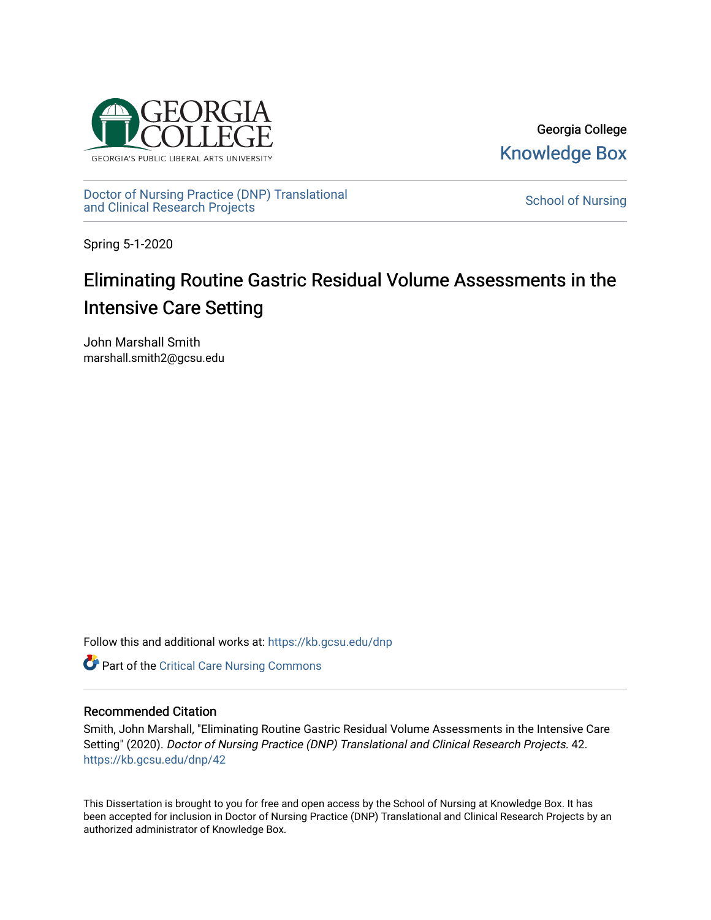Georgia College

Knowledge Box

Doctor of Nursing Practice (DNP) Translational and Clinical Research Projects

School of Nursing

Spring 5-1-2020

# Eliminating Routine Gastric Residual Volume Assessments in the Intensive Care Setting

John Marshall Smith
marshall.smith2@gcsu.edu

Follow this and additional works at: https://kb.gcsu.edu/dnp

Part of the Critical Care Nursing Commons

## Recommended Citation

Smith, John Marshall, "Eliminating Routine Gastric Residual Volume Assessments in the Intensive Care Setting" (2020). *Doctor of Nursing Practice (DNP) Translational and Clinical Research Projects*. 42. https://kb.gcsu.edu/dnp/42

This Dissertation is brought to you for free and open access by the School of Nursing at Knowledge Box. It has been accepted for inclusion in Doctor of Nursing Practice (DNP) Translational and Clinical Research Projects by an authorized administrator of Knowledge Box.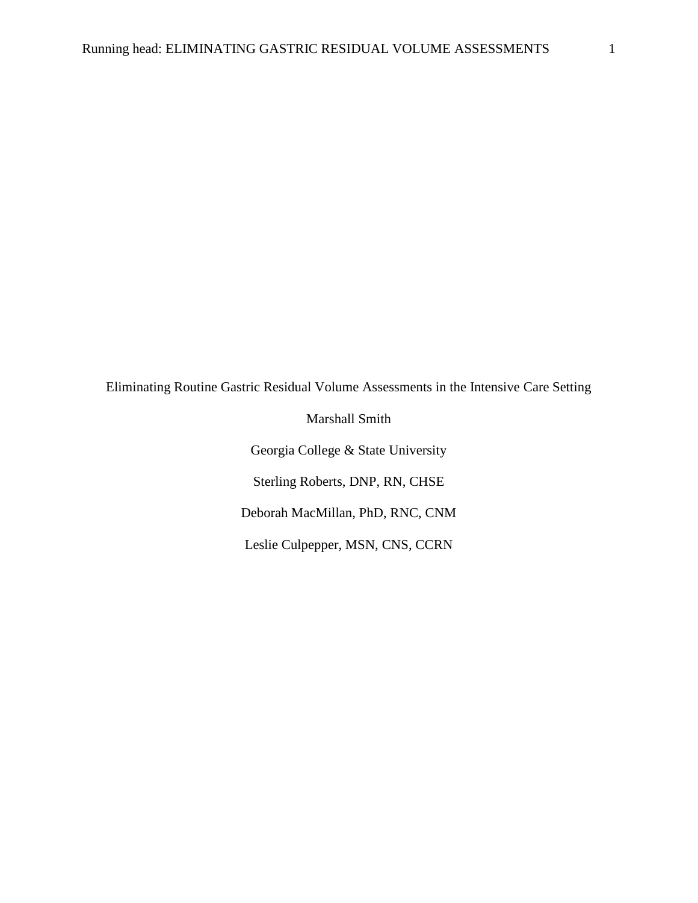Eliminating Routine Gastric Residual Volume Assessments in the Intensive Care Setting

Marshall Smith

Georgia College & State University

Sterling Roberts, DNP, RN, CHSE

Deborah MacMillan, PhD, RNC, CNM

Leslie Culpepper, MSN, CNS, CCRN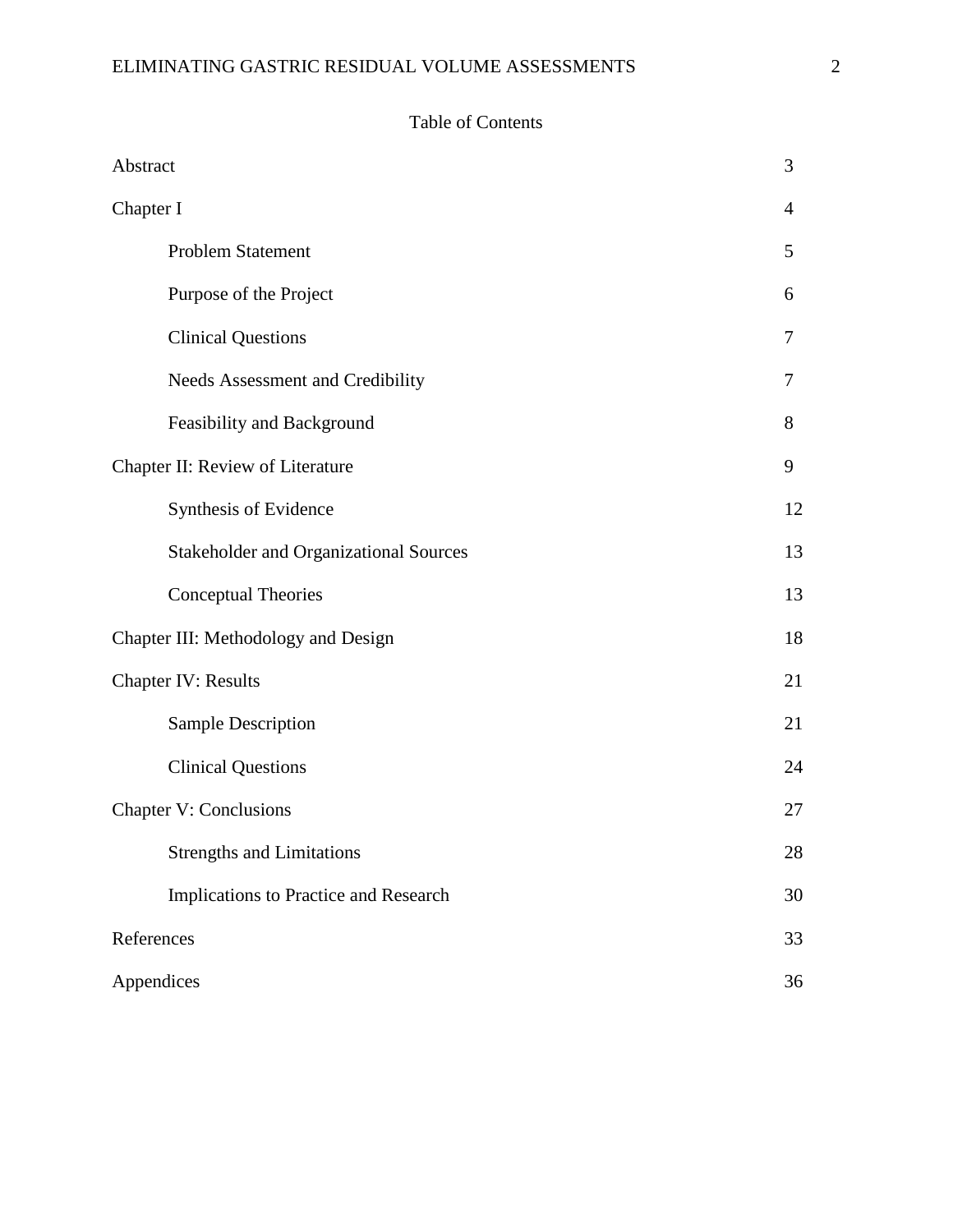Table of Contents

| | |
|---|---|
| Abstract | 3 |
| Chapter I | 4 |
| Problem Statement | 5 |
| Purpose of the Project | 6 |
| Clinical Questions | 7 |
| Needs Assessment and Credibility | 7 |
| Feasibility and Background | 8 |
| Chapter II: Review of Literature | 9 |
| Synthesis of Evidence | 12 |
| Stakeholder and Organizational Sources | 13 |
| Conceptual Theories | 13 |
| Chapter III: Methodology and Design | 18 |
| Chapter IV: Results | 21 |
| Sample Description | 21 |
| Clinical Questions | 24 |
| Chapter V: Conclusions | 27 |
| Strengths and Limitations | 28 |
| Implications to Practice and Research | 30 |
| References | 33 |
| Appendices | 36 |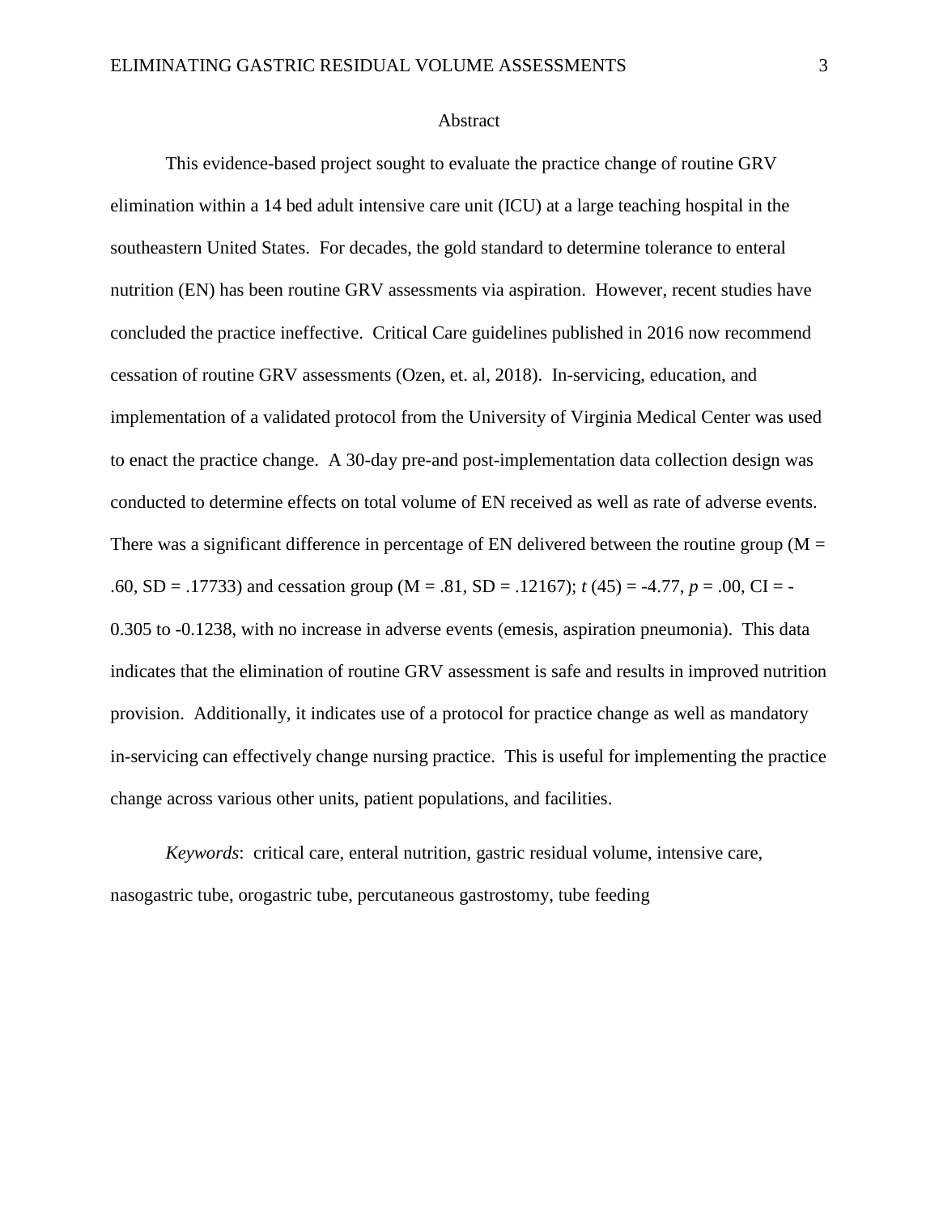# Abstract

This evidence-based project sought to evaluate the practice change of routine GRV elimination within a 14 bed adult intensive care unit (ICU) at a large teaching hospital in the southeastern United States. For decades, the gold standard to determine tolerance to enteral nutrition (EN) has been routine GRV assessments via aspiration. However, recent studies have concluded the practice ineffective. Critical Care guidelines published in 2016 now recommend cessation of routine GRV assessments (Ozen, et. al, 2018). In-servicing, education, and implementation of a validated protocol from the University of Virginia Medical Center was used to enact the practice change. A 30-day pre-and post-implementation data collection design was conducted to determine effects on total volume of EN received as well as rate of adverse events. There was a significant difference in percentage of EN delivered between the routine group ($M = .60$, $SD = .17733$) and cessation group ($M = .81$, $SD = .12167$); $t(45) = -4.77$, $p = .00$, CI = -0.305 to -0.1238, with no increase in adverse events (emesis, aspiration pneumonia). This data indicates that the elimination of routine GRV assessment is safe and results in improved nutrition provision. Additionally, it indicates use of a protocol for practice change as well as mandatory in-servicing can effectively change nursing practice. This is useful for implementing the practice change across various other units, patient populations, and facilities.

*Keywords*: critical care, enteral nutrition, gastric residual volume, intensive care, nasogastric tube, orogastric tube, percutaneous gastrostomy, tube feeding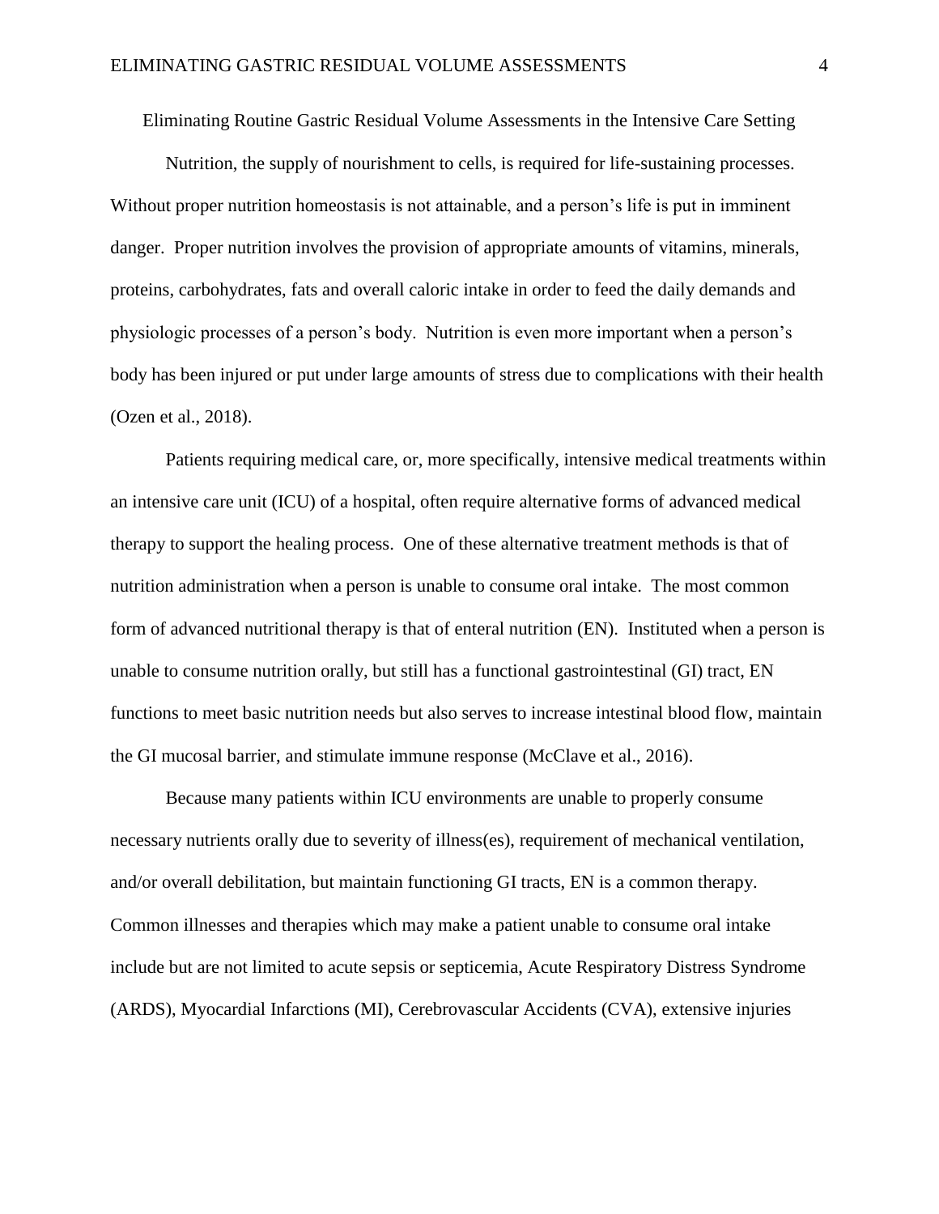# Eliminating Routine Gastric Residual Volume Assessments in the Intensive Care Setting

Nutrition, the supply of nourishment to cells, is required for life-sustaining processes. Without proper nutrition homeostasis is not attainable, and a person's life is put in imminent danger. Proper nutrition involves the provision of appropriate amounts of vitamins, minerals, proteins, carbohydrates, fats and overall caloric intake in order to feed the daily demands and physiologic processes of a person's body. Nutrition is even more important when a person's body has been injured or put under large amounts of stress due to complications with their health (Ozen et al., 2018).

Patients requiring medical care, or, more specifically, intensive medical treatments within an intensive care unit (ICU) of a hospital, often require alternative forms of advanced medical therapy to support the healing process. One of these alternative treatment methods is that of nutrition administration when a person is unable to consume oral intake. The most common form of advanced nutritional therapy is that of enteral nutrition (EN). Instituted when a person is unable to consume nutrition orally, but still has a functional gastrointestinal (GI) tract, EN functions to meet basic nutrition needs but also serves to increase intestinal blood flow, maintain the GI mucosal barrier, and stimulate immune response (McClave et al., 2016).

Because many patients within ICU environments are unable to properly consume necessary nutrients orally due to severity of illness(es), requirement of mechanical ventilation, and/or overall debilitation, but maintain functioning GI tracts, EN is a common therapy. Common illnesses and therapies which may make a patient unable to consume oral intake include but are not limited to acute sepsis or septicemia, Acute Respiratory Distress Syndrome (ARDS), Myocardial Infarctions (MI), Cerebrovascular Accidents (CVA), extensive injuries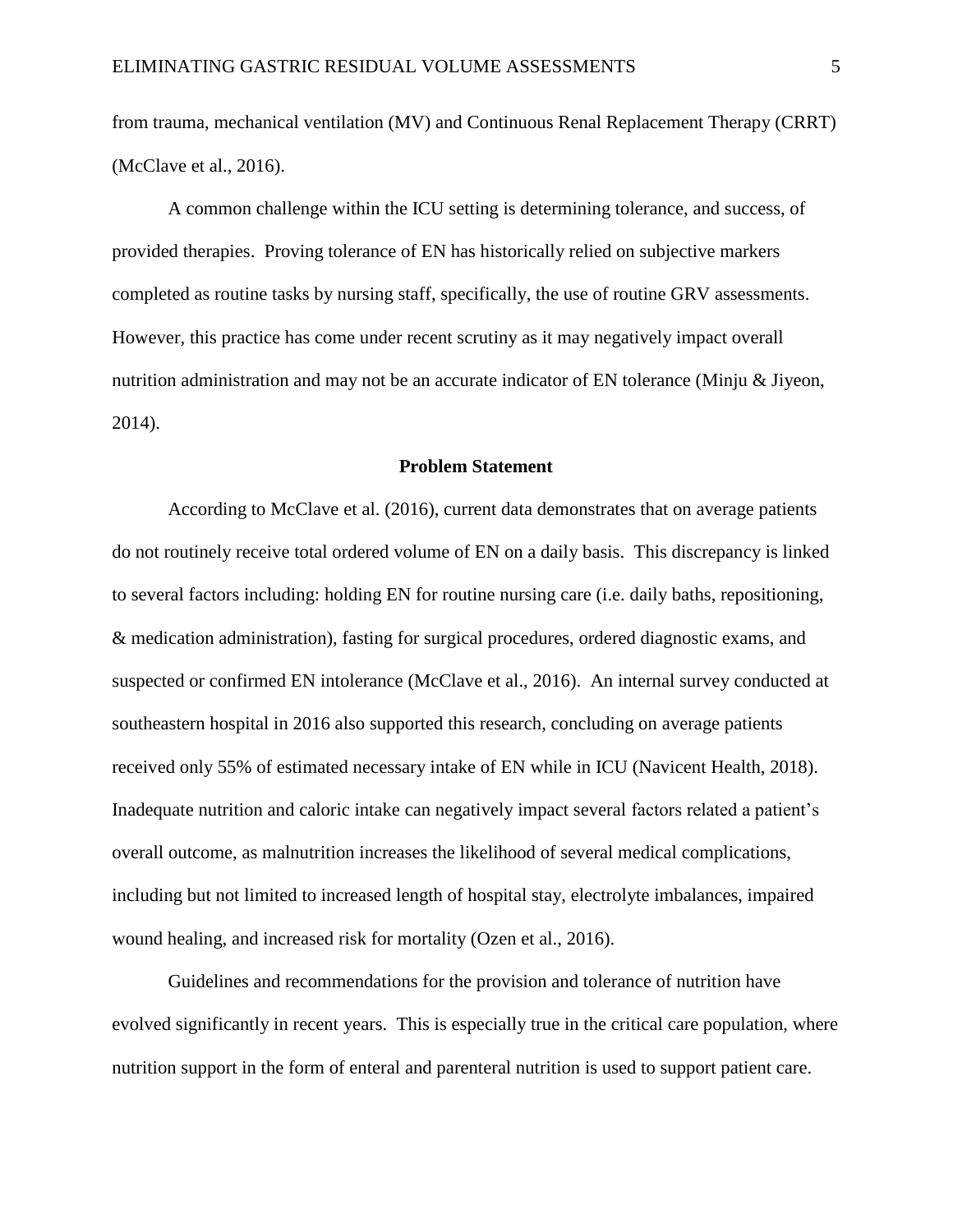from trauma, mechanical ventilation (MV) and Continuous Renal Replacement Therapy (CRRT) (McClave et al., 2016).

A common challenge within the ICU setting is determining tolerance, and success, of provided therapies. Proving tolerance of EN has historically relied on subjective markers completed as routine tasks by nursing staff, specifically, the use of routine GRV assessments. However, this practice has come under recent scrutiny as it may negatively impact overall nutrition administration and may not be an accurate indicator of EN tolerance (Minju & Jiyeon, 2014).

**Problem Statement**

According to McClave et al. (2016), current data demonstrates that on average patients do not routinely receive total ordered volume of EN on a daily basis. This discrepancy is linked to several factors including: holding EN for routine nursing care (i.e. daily baths, repositioning, & medication administration), fasting for surgical procedures, ordered diagnostic exams, and suspected or confirmed EN intolerance (McClave et al., 2016). An internal survey conducted at southeastern hospital in 2016 also supported this research, concluding on average patients received only 55% of estimated necessary intake of EN while in ICU (Navicent Health, 2018). Inadequate nutrition and caloric intake can negatively impact several factors related a patient's overall outcome, as malnutrition increases the likelihood of several medical complications, including but not limited to increased length of hospital stay, electrolyte imbalances, impaired wound healing, and increased risk for mortality (Ozen et al., 2016).

Guidelines and recommendations for the provision and tolerance of nutrition have evolved significantly in recent years. This is especially true in the critical care population, where nutrition support in the form of enteral and parenteral nutrition is used to support patient care.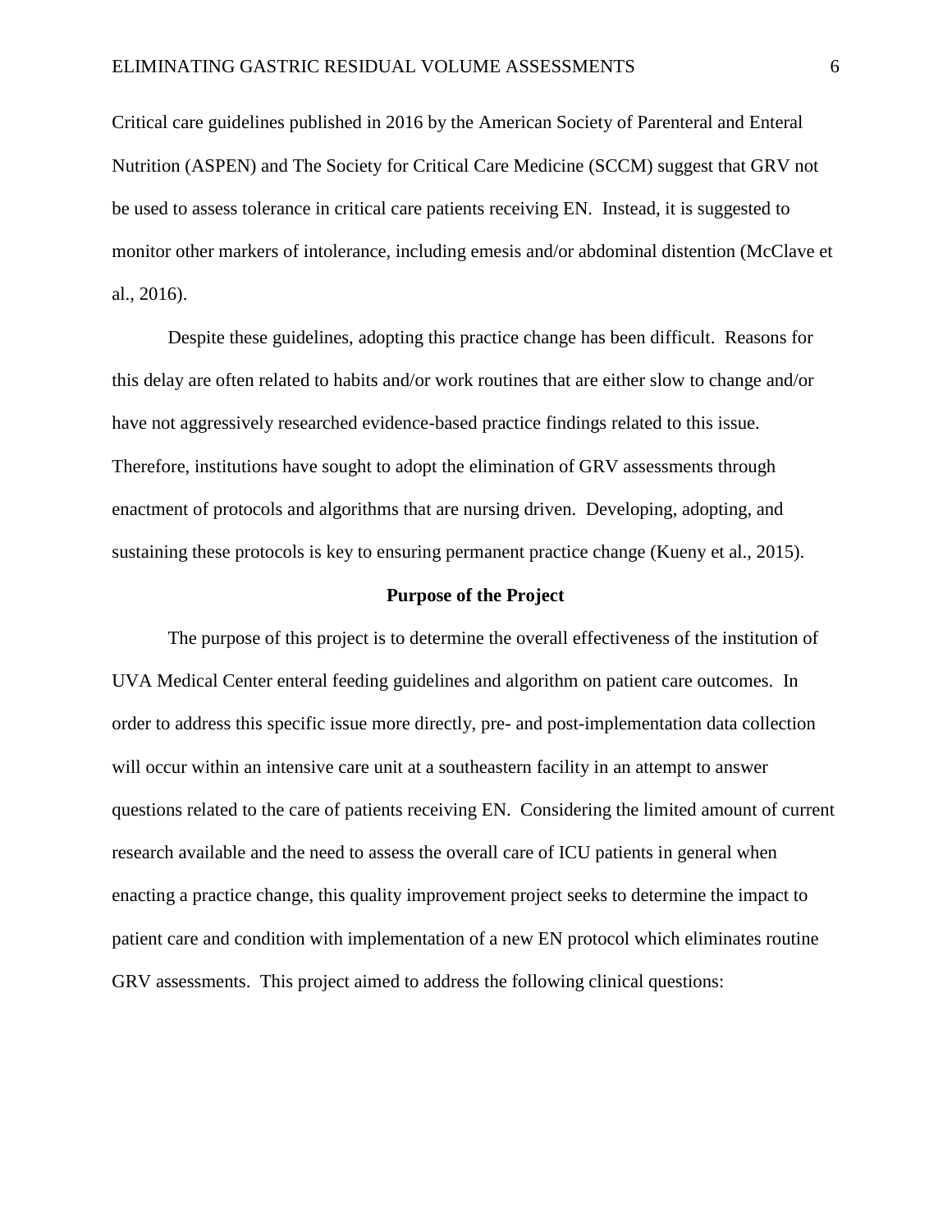Critical care guidelines published in 2016 by the American Society of Parenteral and Enteral Nutrition (ASPEN) and The Society for Critical Care Medicine (SCCM) suggest that GRV not be used to assess tolerance in critical care patients receiving EN. Instead, it is suggested to monitor other markers of intolerance, including emesis and/or abdominal distention (McClave et al., 2016).

Despite these guidelines, adopting this practice change has been difficult. Reasons for this delay are often related to habits and/or work routines that are either slow to change and/or have not aggressively researched evidence-based practice findings related to this issue. Therefore, institutions have sought to adopt the elimination of GRV assessments through enactment of protocols and algorithms that are nursing driven. Developing, adopting, and sustaining these protocols is key to ensuring permanent practice change (Kueny et al., 2015).

## Purpose of the Project

The purpose of this project is to determine the overall effectiveness of the institution of UVA Medical Center enteral feeding guidelines and algorithm on patient care outcomes. In order to address this specific issue more directly, pre- and post-implementation data collection will occur within an intensive care unit at a southeastern facility in an attempt to answer questions related to the care of patients receiving EN. Considering the limited amount of current research available and the need to assess the overall care of ICU patients in general when enacting a practice change, this quality improvement project seeks to determine the impact to patient care and condition with implementation of a new EN protocol which eliminates routine GRV assessments. This project aimed to address the following clinical questions: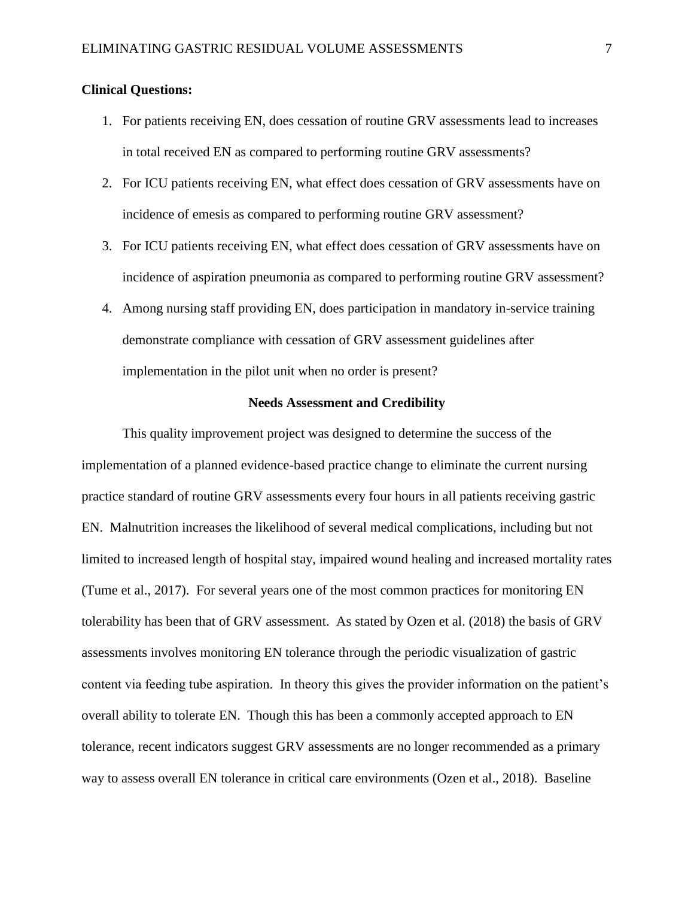**Clinical Questions:**

1. For patients receiving EN, does cessation of routine GRV assessments lead to increases in total received EN as compared to performing routine GRV assessments?
2. For ICU patients receiving EN, what effect does cessation of GRV assessments have on incidence of emesis as compared to performing routine GRV assessment?
3. For ICU patients receiving EN, what effect does cessation of GRV assessments have on incidence of aspiration pneumonia as compared to performing routine GRV assessment?
4. Among nursing staff providing EN, does participation in mandatory in-service training demonstrate compliance with cessation of GRV assessment guidelines after implementation in the pilot unit when no order is present?

## Needs Assessment and Credibility

This quality improvement project was designed to determine the success of the implementation of a planned evidence-based practice change to eliminate the current nursing practice standard of routine GRV assessments every four hours in all patients receiving gastric EN. Malnutrition increases the likelihood of several medical complications, including but not limited to increased length of hospital stay, impaired wound healing and increased mortality rates (Tume et al., 2017). For several years one of the most common practices for monitoring EN tolerability has been that of GRV assessment. As stated by Ozen et al. (2018) the basis of GRV assessments involves monitoring EN tolerance through the periodic visualization of gastric content via feeding tube aspiration. In theory this gives the provider information on the patient's overall ability to tolerate EN. Though this has been a commonly accepted approach to EN tolerance, recent indicators suggest GRV assessments are no longer recommended as a primary way to assess overall EN tolerance in critical care environments (Ozen et al., 2018). Baseline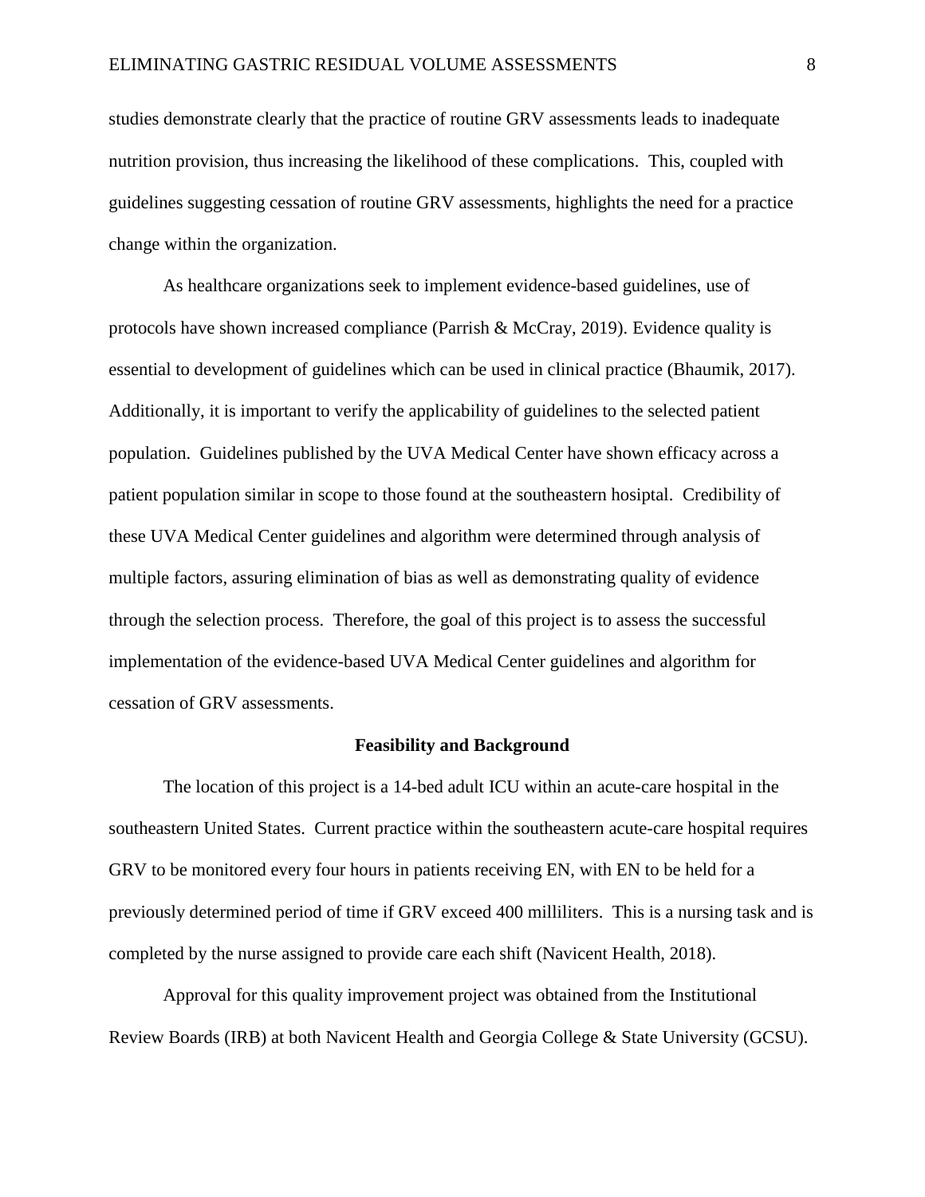studies demonstrate clearly that the practice of routine GRV assessments leads to inadequate nutrition provision, thus increasing the likelihood of these complications. This, coupled with guidelines suggesting cessation of routine GRV assessments, highlights the need for a practice change within the organization.

As healthcare organizations seek to implement evidence-based guidelines, use of protocols have shown increased compliance (Parrish & McCray, 2019). Evidence quality is essential to development of guidelines which can be used in clinical practice (Bhaumik, 2017). Additionally, it is important to verify the applicability of guidelines to the selected patient population. Guidelines published by the UVA Medical Center have shown efficacy across a patient population similar in scope to those found at the southeastern hosiptal. Credibility of these UVA Medical Center guidelines and algorithm were determined through analysis of multiple factors, assuring elimination of bias as well as demonstrating quality of evidence through the selection process. Therefore, the goal of this project is to assess the successful implementation of the evidence-based UVA Medical Center guidelines and algorithm for cessation of GRV assessments.

## Feasibility and Background

The location of this project is a 14-bed adult ICU within an acute-care hospital in the southeastern United States. Current practice within the southeastern acute-care hospital requires GRV to be monitored every four hours in patients receiving EN, with EN to be held for a previously determined period of time if GRV exceed 400 milliliters. This is a nursing task and is completed by the nurse assigned to provide care each shift (Navicent Health, 2018).

Approval for this quality improvement project was obtained from the Institutional Review Boards (IRB) at both Navicent Health and Georgia College & State University (GCSU).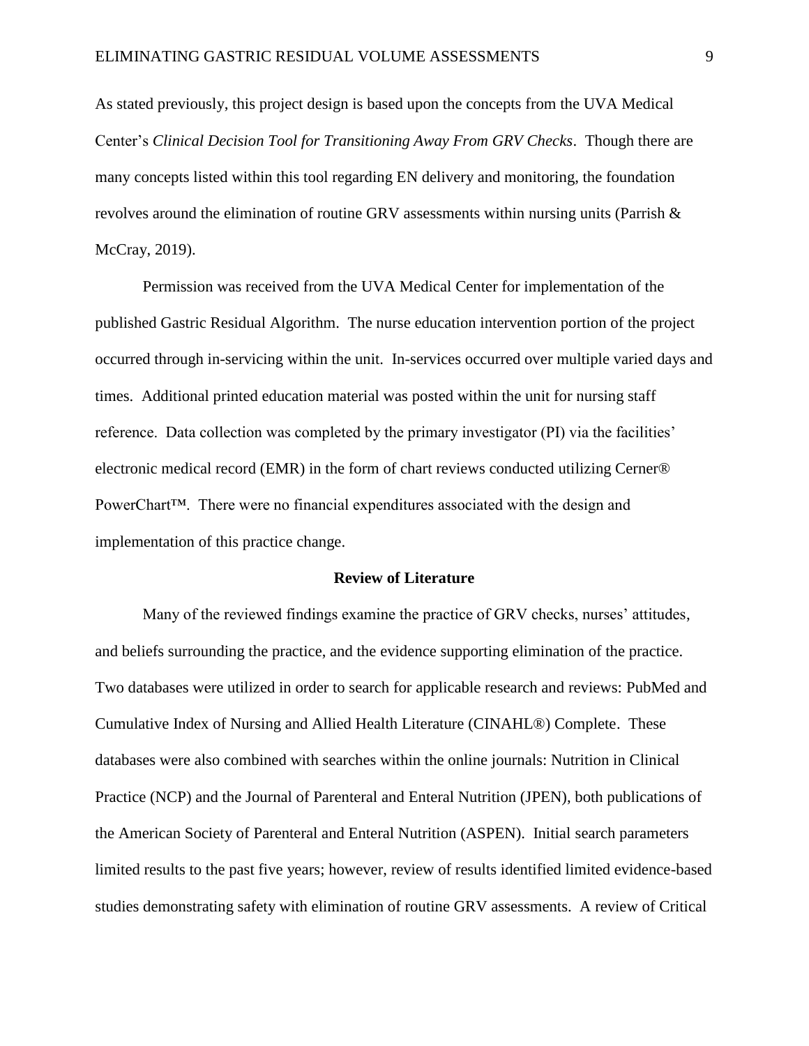As stated previously, this project design is based upon the concepts from the UVA Medical Center's *Clinical Decision Tool for Transitioning Away From GRV Checks*. Though there are many concepts listed within this tool regarding EN delivery and monitoring, the foundation revolves around the elimination of routine GRV assessments within nursing units (Parrish & McCray, 2019).

Permission was received from the UVA Medical Center for implementation of the published Gastric Residual Algorithm. The nurse education intervention portion of the project occurred through in-servicing within the unit. In-services occurred over multiple varied days and times. Additional printed education material was posted within the unit for nursing staff reference. Data collection was completed by the primary investigator (PI) via the facilities' electronic medical record (EMR) in the form of chart reviews conducted utilizing Cerner® PowerChart™. There were no financial expenditures associated with the design and implementation of this practice change.

## Review of Literature

Many of the reviewed findings examine the practice of GRV checks, nurses' attitudes, and beliefs surrounding the practice, and the evidence supporting elimination of the practice. Two databases were utilized in order to search for applicable research and reviews: PubMed and Cumulative Index of Nursing and Allied Health Literature (CINAHL®) Complete. These databases were also combined with searches within the online journals: Nutrition in Clinical Practice (NCP) and the Journal of Parenteral and Enteral Nutrition (JPEN), both publications of the American Society of Parenteral and Enteral Nutrition (ASPEN). Initial search parameters limited results to the past five years; however, review of results identified limited evidence-based studies demonstrating safety with elimination of routine GRV assessments. A review of Critical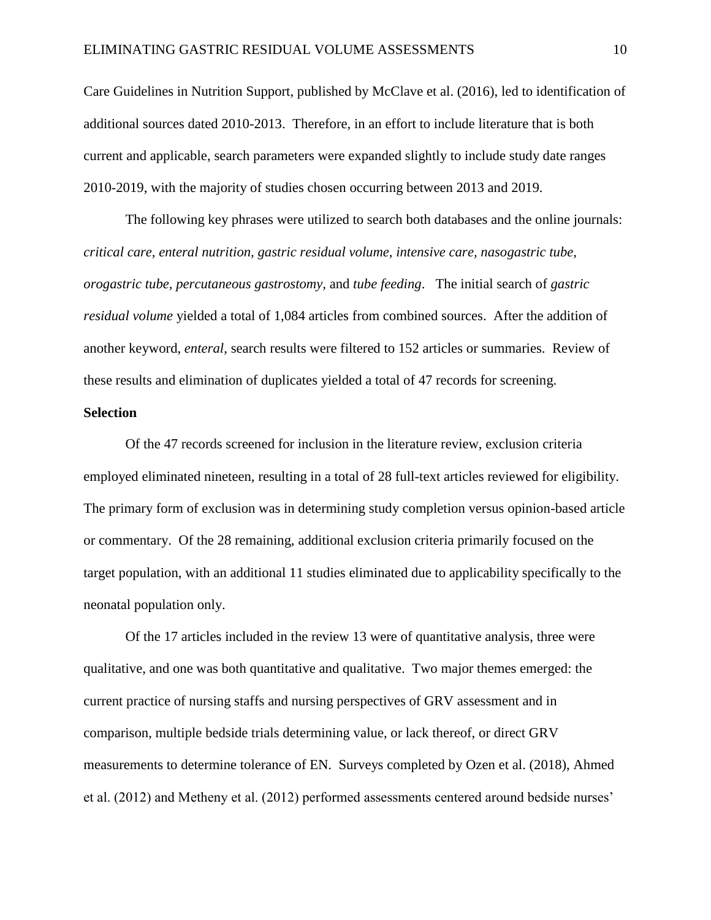Care Guidelines in Nutrition Support, published by McClave et al. (2016), led to identification of additional sources dated 2010-2013. Therefore, in an effort to include literature that is both current and applicable, search parameters were expanded slightly to include study date ranges 2010-2019, with the majority of studies chosen occurring between 2013 and 2019.

The following key phrases were utilized to search both databases and the online journals: *critical care*, *enteral nutrition*, *gastric residual volume*, *intensive care*, *nasogastric tube*, *orogastric tube*, *percutaneous gastrostomy,* and *tube feeding*. The initial search of *gastric residual volume* yielded a total of 1,084 articles from combined sources. After the addition of another keyword, *enteral*, search results were filtered to 152 articles or summaries. Review of these results and elimination of duplicates yielded a total of 47 records for screening.

**Selection**

Of the 47 records screened for inclusion in the literature review, exclusion criteria employed eliminated nineteen, resulting in a total of 28 full-text articles reviewed for eligibility. The primary form of exclusion was in determining study completion versus opinion-based article or commentary. Of the 28 remaining, additional exclusion criteria primarily focused on the target population, with an additional 11 studies eliminated due to applicability specifically to the neonatal population only.

Of the 17 articles included in the review 13 were of quantitative analysis, three were qualitative, and one was both quantitative and qualitative. Two major themes emerged: the current practice of nursing staffs and nursing perspectives of GRV assessment and in comparison, multiple bedside trials determining value, or lack thereof, or direct GRV measurements to determine tolerance of EN. Surveys completed by Ozen et al. (2018), Ahmed et al. (2012) and Metheny et al. (2012) performed assessments centered around bedside nurses'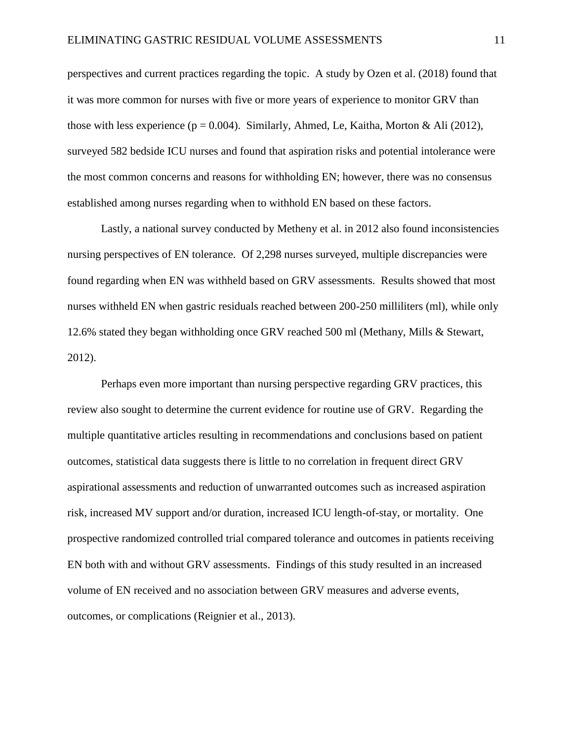perspectives and current practices regarding the topic. A study by Ozen et al. (2018) found that it was more common for nurses with five or more years of experience to monitor GRV than those with less experience ($p = 0.004$). Similarly, Ahmed, Le, Kaitha, Morton & Ali (2012), surveyed 582 bedside ICU nurses and found that aspiration risks and potential intolerance were the most common concerns and reasons for withholding EN; however, there was no consensus established among nurses regarding when to withhold EN based on these factors.

Lastly, a national survey conducted by Metheny et al. in 2012 also found inconsistencies nursing perspectives of EN tolerance. Of 2,298 nurses surveyed, multiple discrepancies were found regarding when EN was withheld based on GRV assessments. Results showed that most nurses withheld EN when gastric residuals reached between 200-250 milliliters (ml), while only 12.6% stated they began withholding once GRV reached 500 ml (Methany, Mills & Stewart, 2012).

Perhaps even more important than nursing perspective regarding GRV practices, this review also sought to determine the current evidence for routine use of GRV. Regarding the multiple quantitative articles resulting in recommendations and conclusions based on patient outcomes, statistical data suggests there is little to no correlation in frequent direct GRV aspirational assessments and reduction of unwarranted outcomes such as increased aspiration risk, increased MV support and/or duration, increased ICU length-of-stay, or mortality. One prospective randomized controlled trial compared tolerance and outcomes in patients receiving EN both with and without GRV assessments. Findings of this study resulted in an increased volume of EN received and no association between GRV measures and adverse events, outcomes, or complications (Reignier et al., 2013).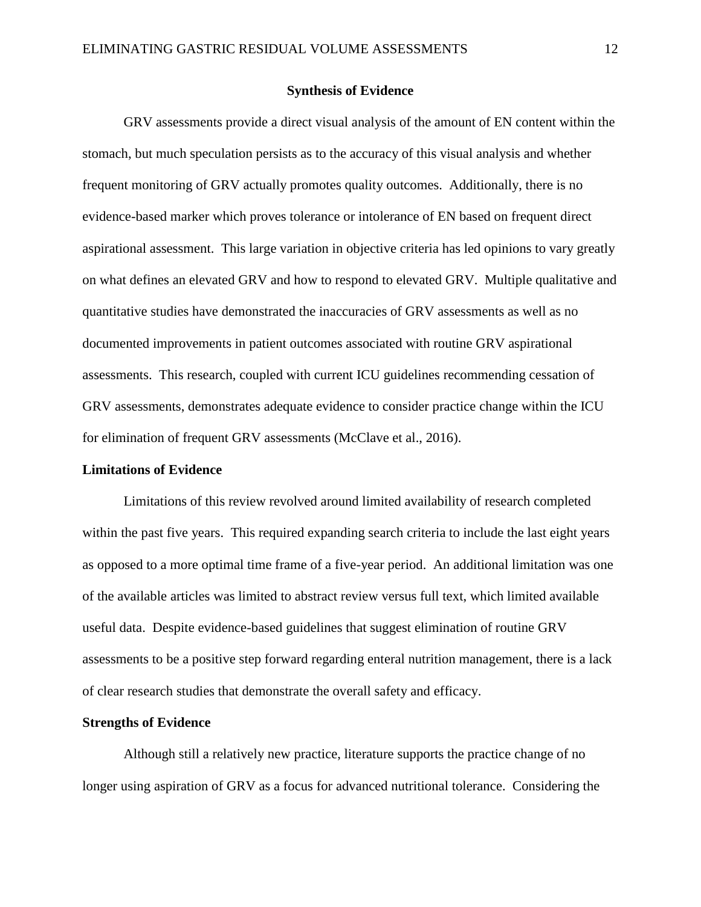## Synthesis of Evidence

GRV assessments provide a direct visual analysis of the amount of EN content within the stomach, but much speculation persists as to the accuracy of this visual analysis and whether frequent monitoring of GRV actually promotes quality outcomes. Additionally, there is no evidence-based marker which proves tolerance or intolerance of EN based on frequent direct aspirational assessment. This large variation in objective criteria has led opinions to vary greatly on what defines an elevated GRV and how to respond to elevated GRV. Multiple qualitative and quantitative studies have demonstrated the inaccuracies of GRV assessments as well as no documented improvements in patient outcomes associated with routine GRV aspirational assessments. This research, coupled with current ICU guidelines recommending cessation of GRV assessments, demonstrates adequate evidence to consider practice change within the ICU for elimination of frequent GRV assessments (McClave et al., 2016).

### Limitations of Evidence

Limitations of this review revolved around limited availability of research completed within the past five years. This required expanding search criteria to include the last eight years as opposed to a more optimal time frame of a five-year period. An additional limitation was one of the available articles was limited to abstract review versus full text, which limited available useful data. Despite evidence-based guidelines that suggest elimination of routine GRV assessments to be a positive step forward regarding enteral nutrition management, there is a lack of clear research studies that demonstrate the overall safety and efficacy.

### Strengths of Evidence

Although still a relatively new practice, literature supports the practice change of no longer using aspiration of GRV as a focus for advanced nutritional tolerance. Considering the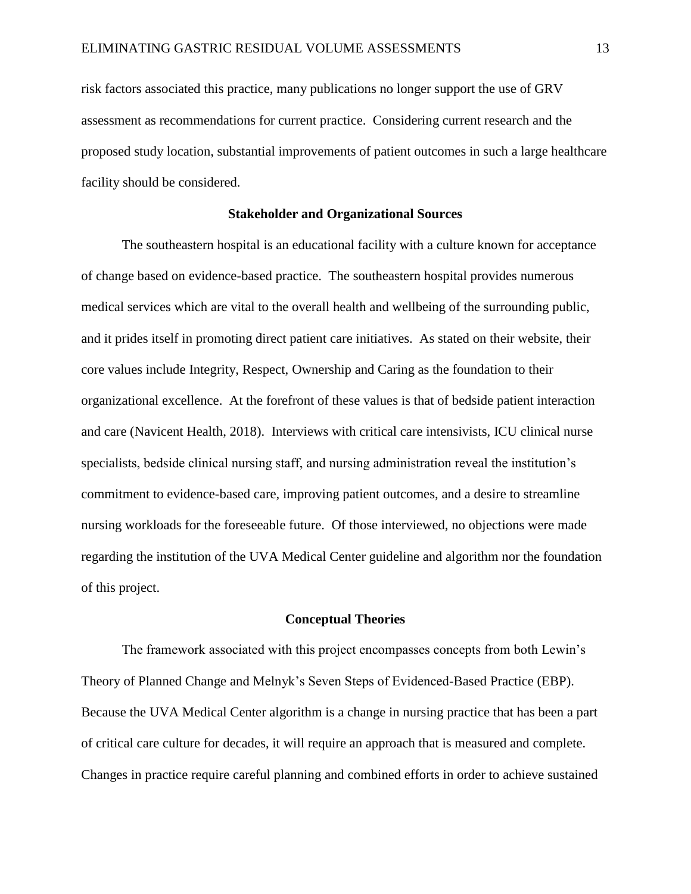risk factors associated this practice, many publications no longer support the use of GRV assessment as recommendations for current practice. Considering current research and the proposed study location, substantial improvements of patient outcomes in such a large healthcare facility should be considered.

## Stakeholder and Organizational Sources

The southeastern hospital is an educational facility with a culture known for acceptance of change based on evidence-based practice. The southeastern hospital provides numerous medical services which are vital to the overall health and wellbeing of the surrounding public, and it prides itself in promoting direct patient care initiatives. As stated on their website, their core values include Integrity, Respect, Ownership and Caring as the foundation to their organizational excellence. At the forefront of these values is that of bedside patient interaction and care (Navicent Health, 2018). Interviews with critical care intensivists, ICU clinical nurse specialists, bedside clinical nursing staff, and nursing administration reveal the institution's commitment to evidence-based care, improving patient outcomes, and a desire to streamline nursing workloads for the foreseeable future. Of those interviewed, no objections were made regarding the institution of the UVA Medical Center guideline and algorithm nor the foundation of this project.

## Conceptual Theories

The framework associated with this project encompasses concepts from both Lewin's Theory of Planned Change and Melnyk's Seven Steps of Evidenced-Based Practice (EBP). Because the UVA Medical Center algorithm is a change in nursing practice that has been a part of critical care culture for decades, it will require an approach that is measured and complete. Changes in practice require careful planning and combined efforts in order to achieve sustained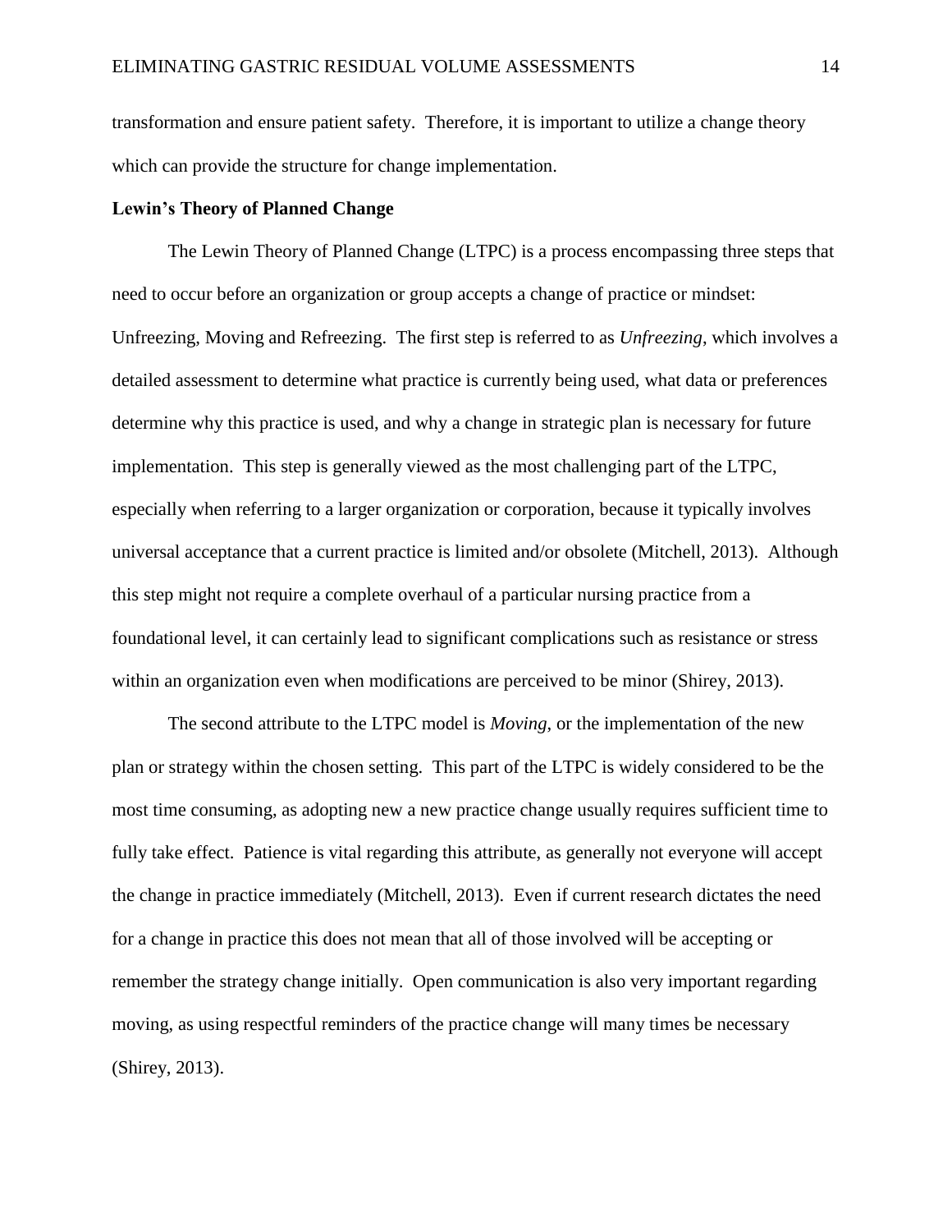transformation and ensure patient safety. Therefore, it is important to utilize a change theory which can provide the structure for change implementation.

**Lewin's Theory of Planned Change**

The Lewin Theory of Planned Change (LTPC) is a process encompassing three steps that need to occur before an organization or group accepts a change of practice or mindset: Unfreezing, Moving and Refreezing. The first step is referred to as *Unfreezing*, which involves a detailed assessment to determine what practice is currently being used, what data or preferences determine why this practice is used, and why a change in strategic plan is necessary for future implementation. This step is generally viewed as the most challenging part of the LTPC, especially when referring to a larger organization or corporation, because it typically involves universal acceptance that a current practice is limited and/or obsolete (Mitchell, 2013). Although this step might not require a complete overhaul of a particular nursing practice from a foundational level, it can certainly lead to significant complications such as resistance or stress within an organization even when modifications are perceived to be minor (Shirey, 2013).

The second attribute to the LTPC model is *Moving*, or the implementation of the new plan or strategy within the chosen setting. This part of the LTPC is widely considered to be the most time consuming, as adopting new a new practice change usually requires sufficient time to fully take effect. Patience is vital regarding this attribute, as generally not everyone will accept the change in practice immediately (Mitchell, 2013). Even if current research dictates the need for a change in practice this does not mean that all of those involved will be accepting or remember the strategy change initially. Open communication is also very important regarding moving, as using respectful reminders of the practice change will many times be necessary (Shirey, 2013).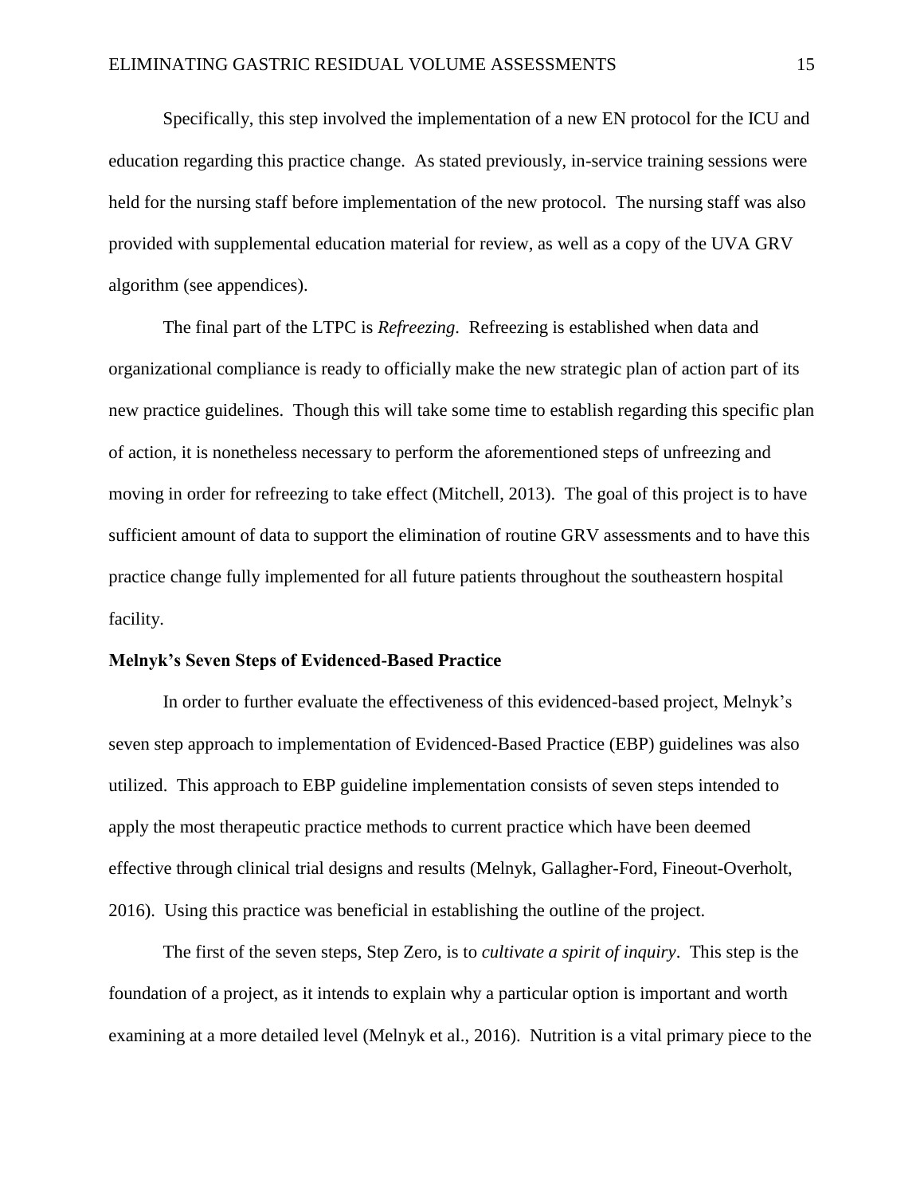Specifically, this step involved the implementation of a new EN protocol for the ICU and education regarding this practice change. As stated previously, in-service training sessions were held for the nursing staff before implementation of the new protocol. The nursing staff was also provided with supplemental education material for review, as well as a copy of the UVA GRV algorithm (see appendices).

The final part of the LTPC is *Refreezing*. Refreezing is established when data and organizational compliance is ready to officially make the new strategic plan of action part of its new practice guidelines. Though this will take some time to establish regarding this specific plan of action, it is nonetheless necessary to perform the aforementioned steps of unfreezing and moving in order for refreezing to take effect (Mitchell, 2013). The goal of this project is to have sufficient amount of data to support the elimination of routine GRV assessments and to have this practice change fully implemented for all future patients throughout the southeastern hospital facility.

**Melnyk's Seven Steps of Evidenced-Based Practice**

In order to further evaluate the effectiveness of this evidenced-based project, Melnyk's seven step approach to implementation of Evidenced-Based Practice (EBP) guidelines was also utilized. This approach to EBP guideline implementation consists of seven steps intended to apply the most therapeutic practice methods to current practice which have been deemed effective through clinical trial designs and results (Melnyk, Gallagher-Ford, Fineout-Overholt, 2016). Using this practice was beneficial in establishing the outline of the project.

The first of the seven steps, Step Zero, is to *cultivate a spirit of inquiry*. This step is the foundation of a project, as it intends to explain why a particular option is important and worth examining at a more detailed level (Melnyk et al., 2016). Nutrition is a vital primary piece to the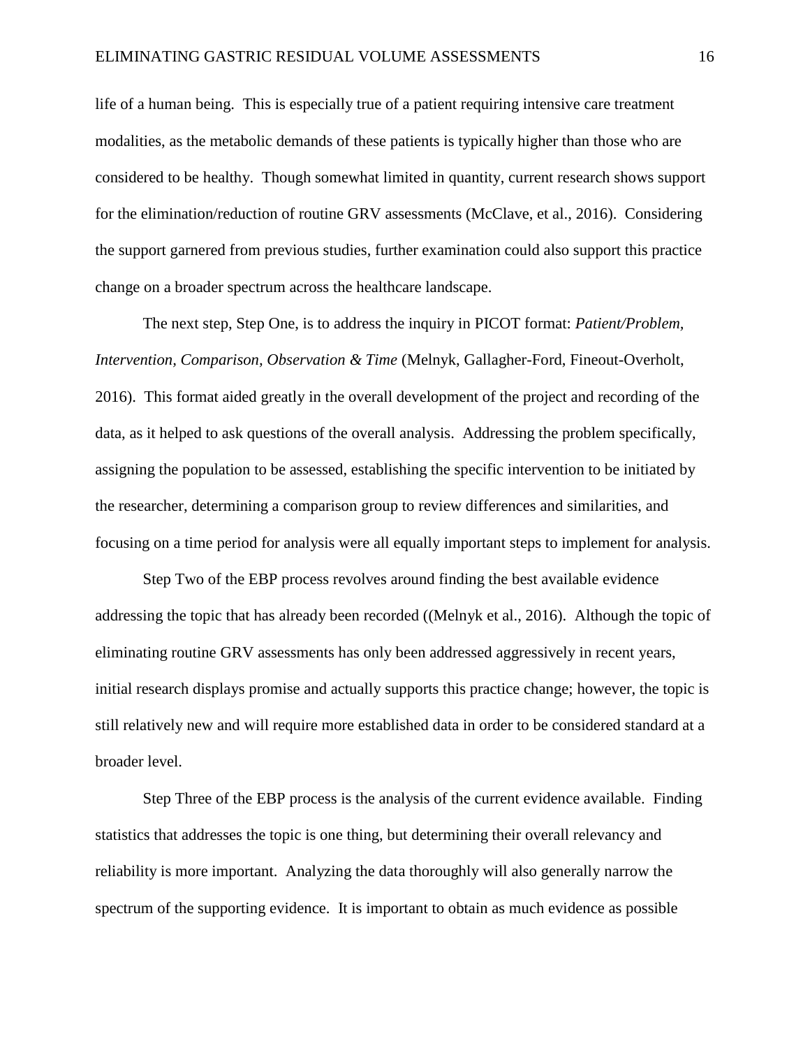life of a human being. This is especially true of a patient requiring intensive care treatment modalities, as the metabolic demands of these patients is typically higher than those who are considered to be healthy. Though somewhat limited in quantity, current research shows support for the elimination/reduction of routine GRV assessments (McClave, et al., 2016). Considering the support garnered from previous studies, further examination could also support this practice change on a broader spectrum across the healthcare landscape.

The next step, Step One, is to address the inquiry in PICOT format: *Patient/Problem, Intervention, Comparison, Observation & Time* (Melnyk, Gallagher-Ford, Fineout-Overholt, 2016). This format aided greatly in the overall development of the project and recording of the data, as it helped to ask questions of the overall analysis. Addressing the problem specifically, assigning the population to be assessed, establishing the specific intervention to be initiated by the researcher, determining a comparison group to review differences and similarities, and focusing on a time period for analysis were all equally important steps to implement for analysis.

Step Two of the EBP process revolves around finding the best available evidence addressing the topic that has already been recorded ((Melnyk et al., 2016). Although the topic of eliminating routine GRV assessments has only been addressed aggressively in recent years, initial research displays promise and actually supports this practice change; however, the topic is still relatively new and will require more established data in order to be considered standard at a broader level.

Step Three of the EBP process is the analysis of the current evidence available. Finding statistics that addresses the topic is one thing, but determining their overall relevancy and reliability is more important. Analyzing the data thoroughly will also generally narrow the spectrum of the supporting evidence. It is important to obtain as much evidence as possible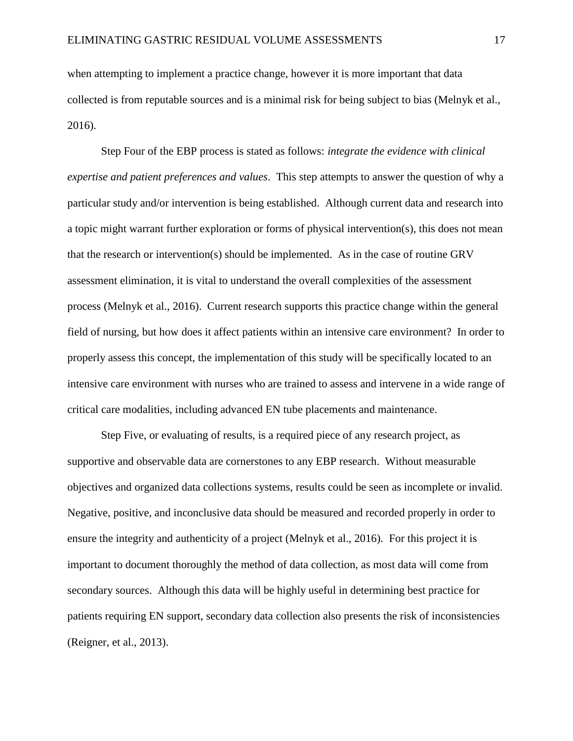when attempting to implement a practice change, however it is more important that data collected is from reputable sources and is a minimal risk for being subject to bias (Melnyk et al., 2016).

Step Four of the EBP process is stated as follows: *integrate the evidence with clinical expertise and patient preferences and values*. This step attempts to answer the question of why a particular study and/or intervention is being established. Although current data and research into a topic might warrant further exploration or forms of physical intervention(s), this does not mean that the research or intervention(s) should be implemented. As in the case of routine GRV assessment elimination, it is vital to understand the overall complexities of the assessment process (Melnyk et al., 2016). Current research supports this practice change within the general field of nursing, but how does it affect patients within an intensive care environment? In order to properly assess this concept, the implementation of this study will be specifically located to an intensive care environment with nurses who are trained to assess and intervene in a wide range of critical care modalities, including advanced EN tube placements and maintenance.

Step Five, or evaluating of results, is a required piece of any research project, as supportive and observable data are cornerstones to any EBP research. Without measurable objectives and organized data collections systems, results could be seen as incomplete or invalid. Negative, positive, and inconclusive data should be measured and recorded properly in order to ensure the integrity and authenticity of a project (Melnyk et al., 2016). For this project it is important to document thoroughly the method of data collection, as most data will come from secondary sources. Although this data will be highly useful in determining best practice for patients requiring EN support, secondary data collection also presents the risk of inconsistencies (Reigner, et al., 2013).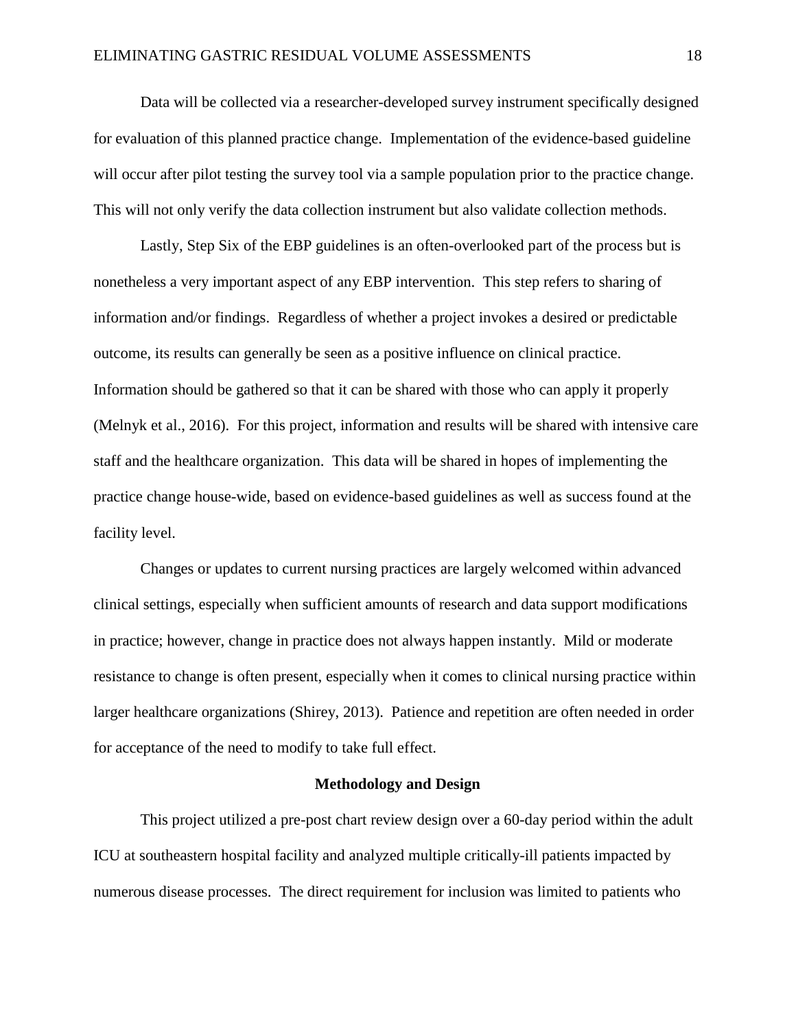Data will be collected via a researcher-developed survey instrument specifically designed for evaluation of this planned practice change. Implementation of the evidence-based guideline will occur after pilot testing the survey tool via a sample population prior to the practice change. This will not only verify the data collection instrument but also validate collection methods.

Lastly, Step Six of the EBP guidelines is an often-overlooked part of the process but is nonetheless a very important aspect of any EBP intervention. This step refers to sharing of information and/or findings. Regardless of whether a project invokes a desired or predictable outcome, its results can generally be seen as a positive influence on clinical practice. Information should be gathered so that it can be shared with those who can apply it properly (Melnyk et al., 2016). For this project, information and results will be shared with intensive care staff and the healthcare organization. This data will be shared in hopes of implementing the practice change house-wide, based on evidence-based guidelines as well as success found at the facility level.

Changes or updates to current nursing practices are largely welcomed within advanced clinical settings, especially when sufficient amounts of research and data support modifications in practice; however, change in practice does not always happen instantly. Mild or moderate resistance to change is often present, especially when it comes to clinical nursing practice within larger healthcare organizations (Shirey, 2013). Patience and repetition are often needed in order for acceptance of the need to modify to take full effect.

## Methodology and Design

This project utilized a pre-post chart review design over a 60-day period within the adult ICU at southeastern hospital facility and analyzed multiple critically-ill patients impacted by numerous disease processes. The direct requirement for inclusion was limited to patients who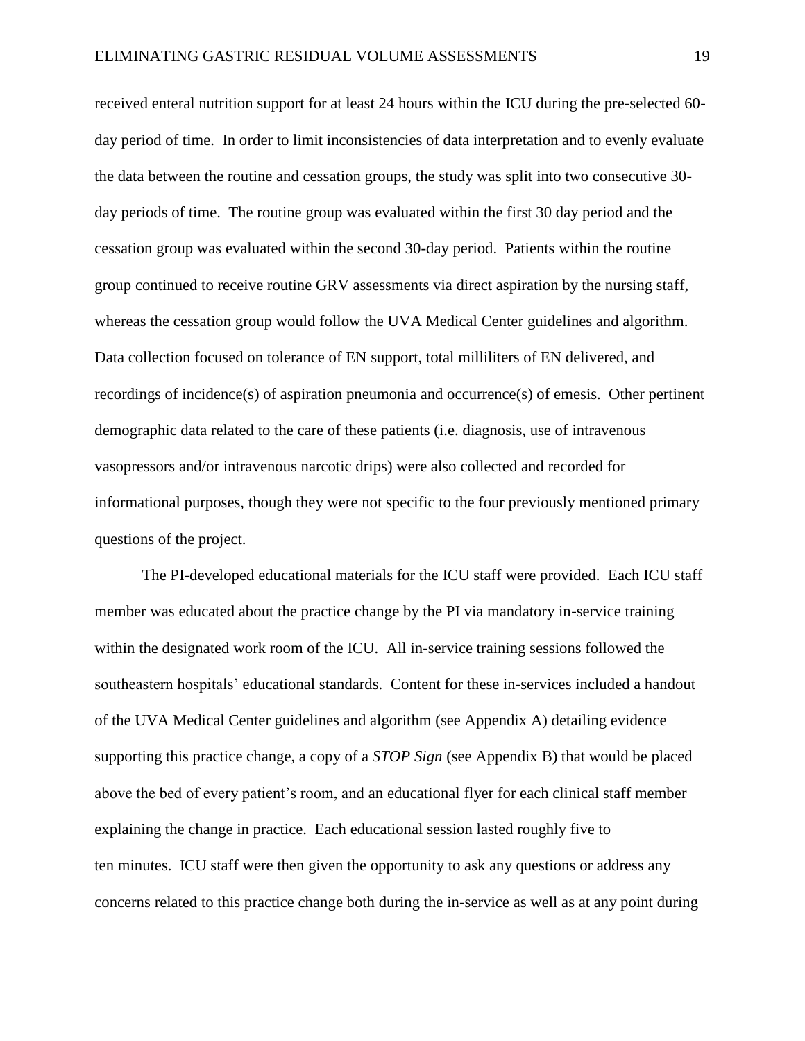received enteral nutrition support for at least 24 hours within the ICU during the pre-selected 60-day period of time. In order to limit inconsistencies of data interpretation and to evenly evaluate the data between the routine and cessation groups, the study was split into two consecutive 30-day periods of time. The routine group was evaluated within the first 30 day period and the cessation group was evaluated within the second 30-day period. Patients within the routine group continued to receive routine GRV assessments via direct aspiration by the nursing staff, whereas the cessation group would follow the UVA Medical Center guidelines and algorithm. Data collection focused on tolerance of EN support, total milliliters of EN delivered, and recordings of incidence(s) of aspiration pneumonia and occurrence(s) of emesis. Other pertinent demographic data related to the care of these patients (i.e. diagnosis, use of intravenous vasopressors and/or intravenous narcotic drips) were also collected and recorded for informational purposes, though they were not specific to the four previously mentioned primary questions of the project.

The PI-developed educational materials for the ICU staff were provided. Each ICU staff member was educated about the practice change by the PI via mandatory in-service training within the designated work room of the ICU. All in-service training sessions followed the southeastern hospitals' educational standards. Content for these in-services included a handout of the UVA Medical Center guidelines and algorithm (see Appendix A) detailing evidence supporting this practice change, a copy of a *STOP Sign* (see Appendix B) that would be placed above the bed of every patient's room, and an educational flyer for each clinical staff member explaining the change in practice. Each educational session lasted roughly five to ten minutes. ICU staff were then given the opportunity to ask any questions or address any concerns related to this practice change both during the in-service as well as at any point during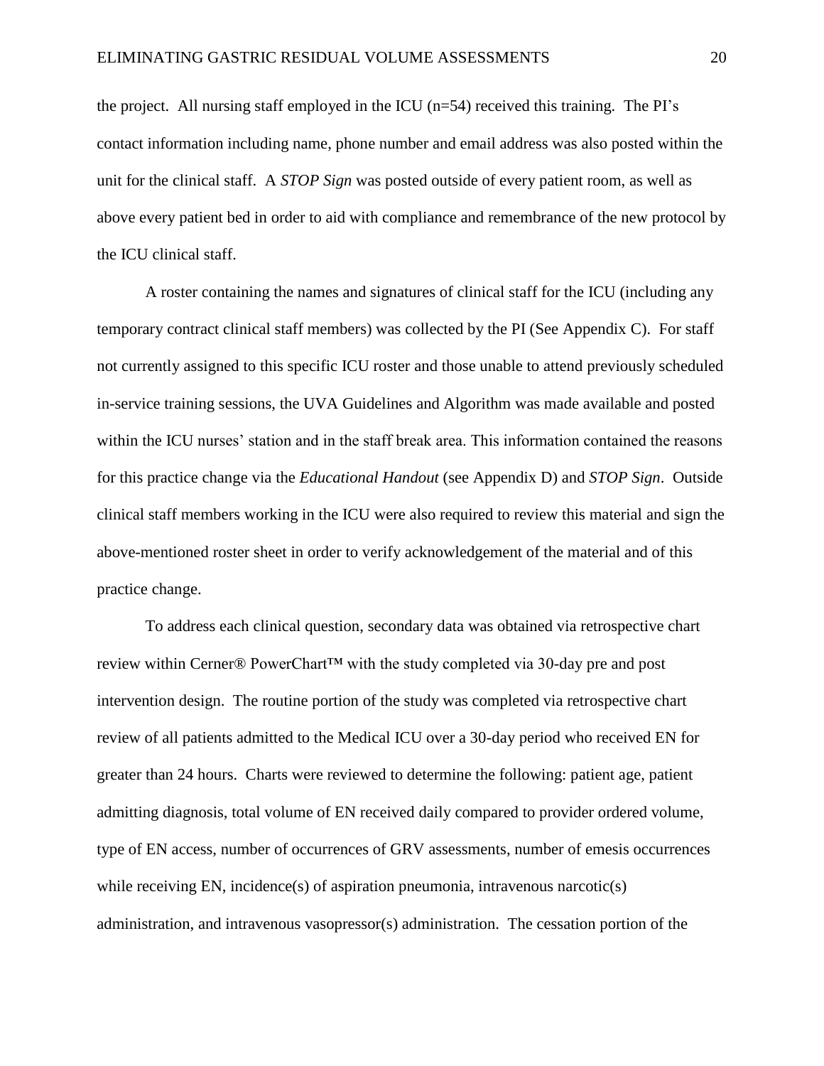the project. All nursing staff employed in the ICU (n=54) received this training. The PI's contact information including name, phone number and email address was also posted within the unit for the clinical staff. A *STOP Sign* was posted outside of every patient room, as well as above every patient bed in order to aid with compliance and remembrance of the new protocol by the ICU clinical staff.

A roster containing the names and signatures of clinical staff for the ICU (including any temporary contract clinical staff members) was collected by the PI (See Appendix C). For staff not currently assigned to this specific ICU roster and those unable to attend previously scheduled in-service training sessions, the UVA Guidelines and Algorithm was made available and posted within the ICU nurses' station and in the staff break area. This information contained the reasons for this practice change via the *Educational Handout* (see Appendix D) and *STOP Sign*. Outside clinical staff members working in the ICU were also required to review this material and sign the above-mentioned roster sheet in order to verify acknowledgement of the material and of this practice change.

To address each clinical question, secondary data was obtained via retrospective chart review within Cerner® PowerChart™ with the study completed via 30-day pre and post intervention design. The routine portion of the study was completed via retrospective chart review of all patients admitted to the Medical ICU over a 30-day period who received EN for greater than 24 hours. Charts were reviewed to determine the following: patient age, patient admitting diagnosis, total volume of EN received daily compared to provider ordered volume, type of EN access, number of occurrences of GRV assessments, number of emesis occurrences while receiving EN, incidence(s) of aspiration pneumonia, intravenous narcotic(s) administration, and intravenous vasopressor(s) administration. The cessation portion of the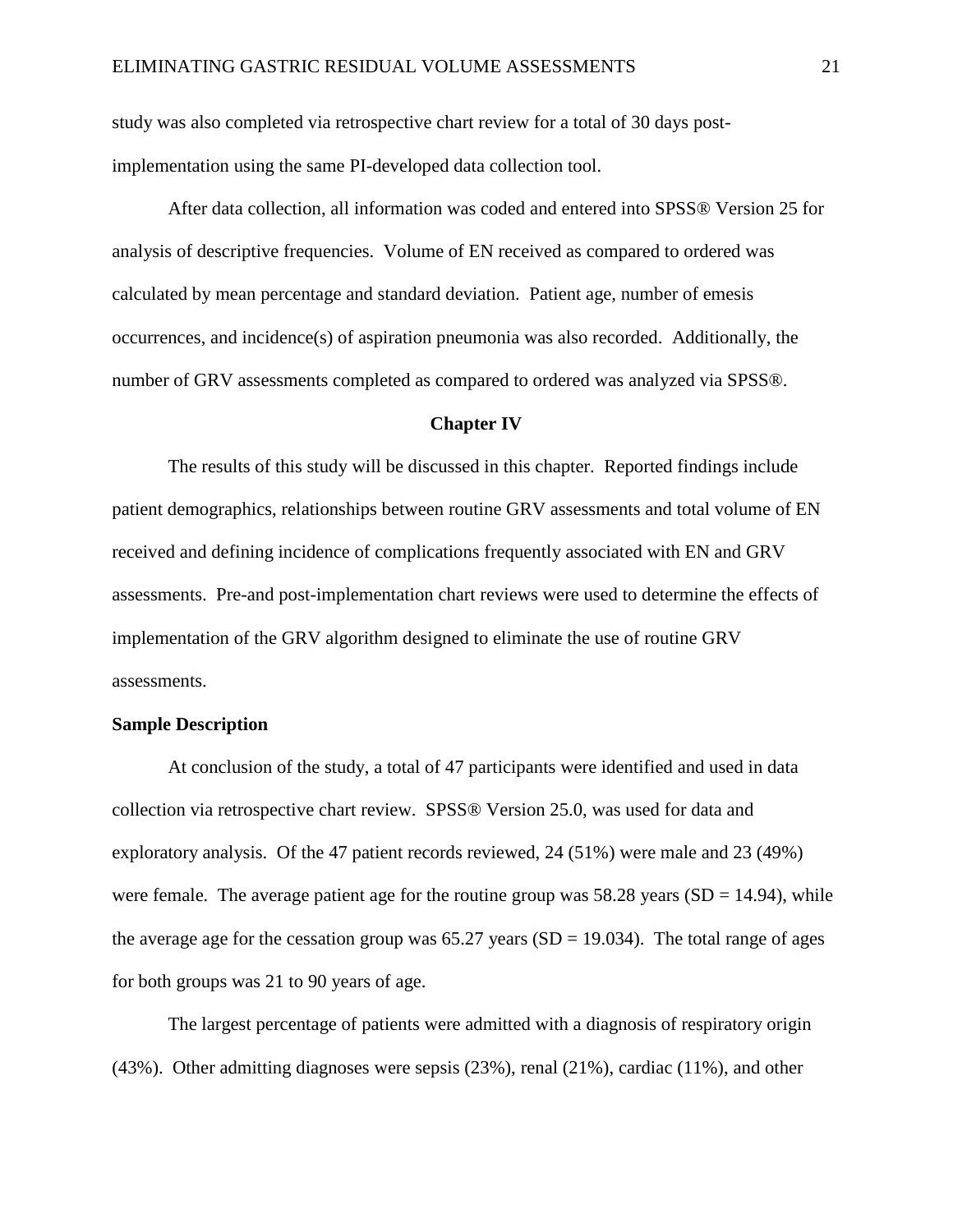study was also completed via retrospective chart review for a total of 30 days post-implementation using the same PI-developed data collection tool.

After data collection, all information was coded and entered into SPSS® Version 25 for analysis of descriptive frequencies. Volume of EN received as compared to ordered was calculated by mean percentage and standard deviation. Patient age, number of emesis occurrences, and incidence(s) of aspiration pneumonia was also recorded. Additionally, the number of GRV assessments completed as compared to ordered was analyzed via SPSS®.

## Chapter IV

The results of this study will be discussed in this chapter. Reported findings include patient demographics, relationships between routine GRV assessments and total volume of EN received and defining incidence of complications frequently associated with EN and GRV assessments. Pre-and post-implementation chart reviews were used to determine the effects of implementation of the GRV algorithm designed to eliminate the use of routine GRV assessments.

### Sample Description

At conclusion of the study, a total of 47 participants were identified and used in data collection via retrospective chart review. SPSS® Version 25.0, was used for data and exploratory analysis. Of the 47 patient records reviewed, 24 (51%) were male and 23 (49%) were female. The average patient age for the routine group was 58.28 years (SD = 14.94), while the average age for the cessation group was 65.27 years (SD = 19.034). The total range of ages for both groups was 21 to 90 years of age.

The largest percentage of patients were admitted with a diagnosis of respiratory origin (43%). Other admitting diagnoses were sepsis (23%), renal (21%), cardiac (11%), and other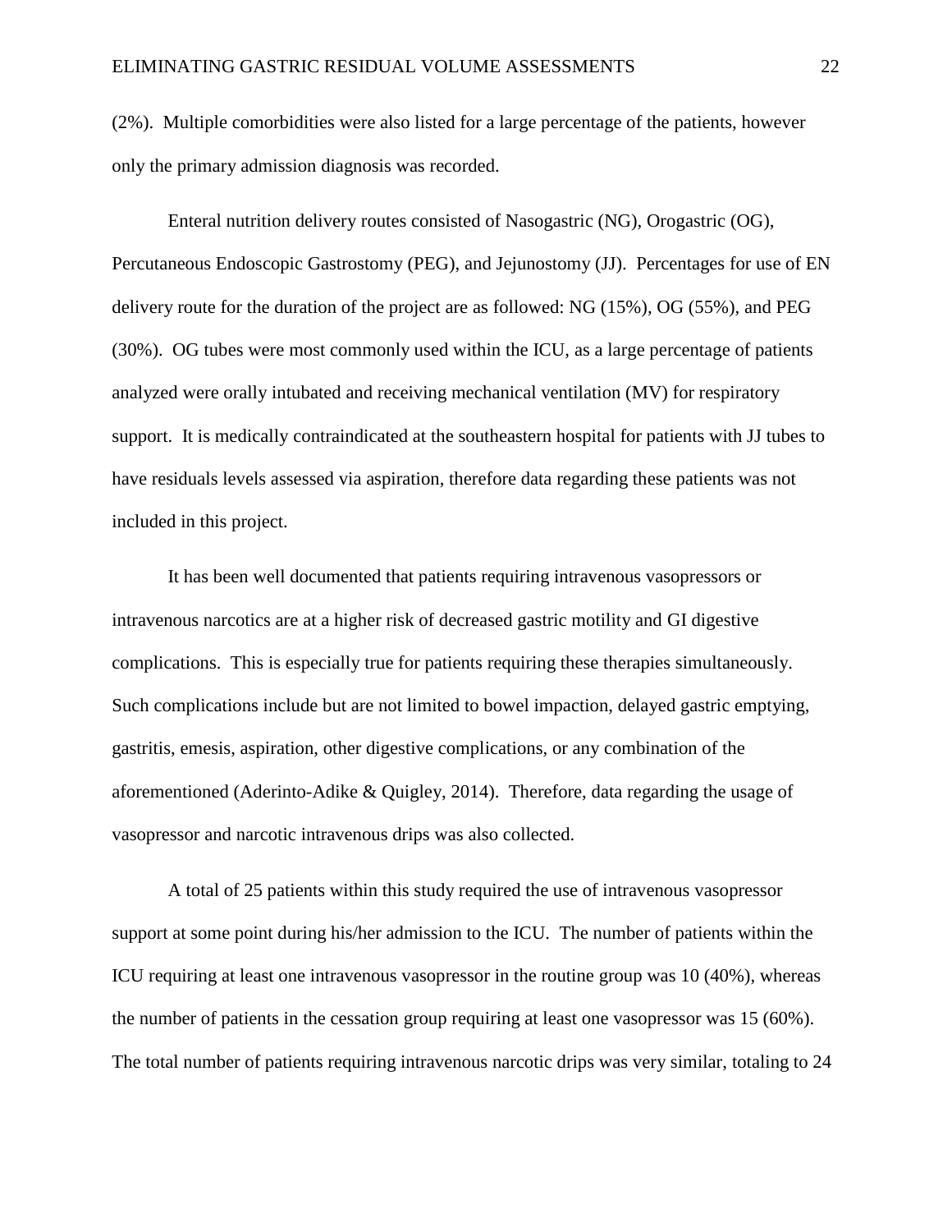(2%). Multiple comorbidities were also listed for a large percentage of the patients, however only the primary admission diagnosis was recorded.

Enteral nutrition delivery routes consisted of Nasogastric (NG), Orogastric (OG), Percutaneous Endoscopic Gastrostomy (PEG), and Jejunostomy (JJ). Percentages for use of EN delivery route for the duration of the project are as followed: NG (15%), OG (55%), and PEG (30%). OG tubes were most commonly used within the ICU, as a large percentage of patients analyzed were orally intubated and receiving mechanical ventilation (MV) for respiratory support. It is medically contraindicated at the southeastern hospital for patients with JJ tubes to have residuals levels assessed via aspiration, therefore data regarding these patients was not included in this project.

It has been well documented that patients requiring intravenous vasopressors or intravenous narcotics are at a higher risk of decreased gastric motility and GI digestive complications. This is especially true for patients requiring these therapies simultaneously. Such complications include but are not limited to bowel impaction, delayed gastric emptying, gastritis, emesis, aspiration, other digestive complications, or any combination of the aforementioned (Aderinto-Adike & Quigley, 2014). Therefore, data regarding the usage of vasopressor and narcotic intravenous drips was also collected.

A total of 25 patients within this study required the use of intravenous vasopressor support at some point during his/her admission to the ICU. The number of patients within the ICU requiring at least one intravenous vasopressor in the routine group was 10 (40%), whereas the number of patients in the cessation group requiring at least one vasopressor was 15 (60%). The total number of patients requiring intravenous narcotic drips was very similar, totaling to 24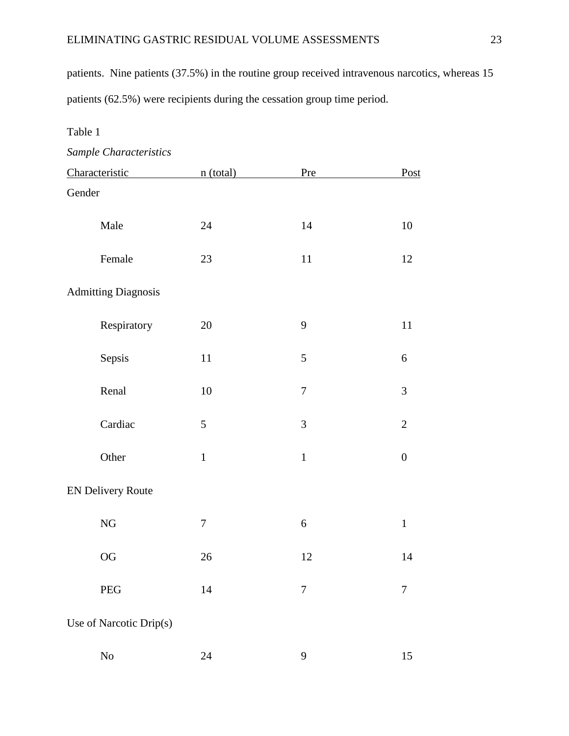patients. Nine patients (37.5%) in the routine group received intravenous narcotics, whereas 15 patients (62.5%) were recipients during the cessation group time period.

Table 1

*Sample Characteristics*

| Characteristic | n (total) | Pre | Post |
|---|---|---|---|
| Gender | | | |
| Male | 24 | 14 | 10 |
| Female | 23 | 11 | 12 |
| Admitting Diagnosis | | | |
| Respiratory | 20 | 9 | 11 |
| Sepsis | 11 | 5 | 6 |
| Renal | 10 | 7 | 3 |
| Cardiac | 5 | 3 | 2 |
| Other | 1 | 1 | 0 |
| EN Delivery Route | | | |
| NG | 7 | 6 | 1 |
| OG | 26 | 12 | 14 |
| PEG | 14 | 7 | 7 |
| Use of Narcotic Drip(s) | | | |
| No | 24 | 9 | 15 |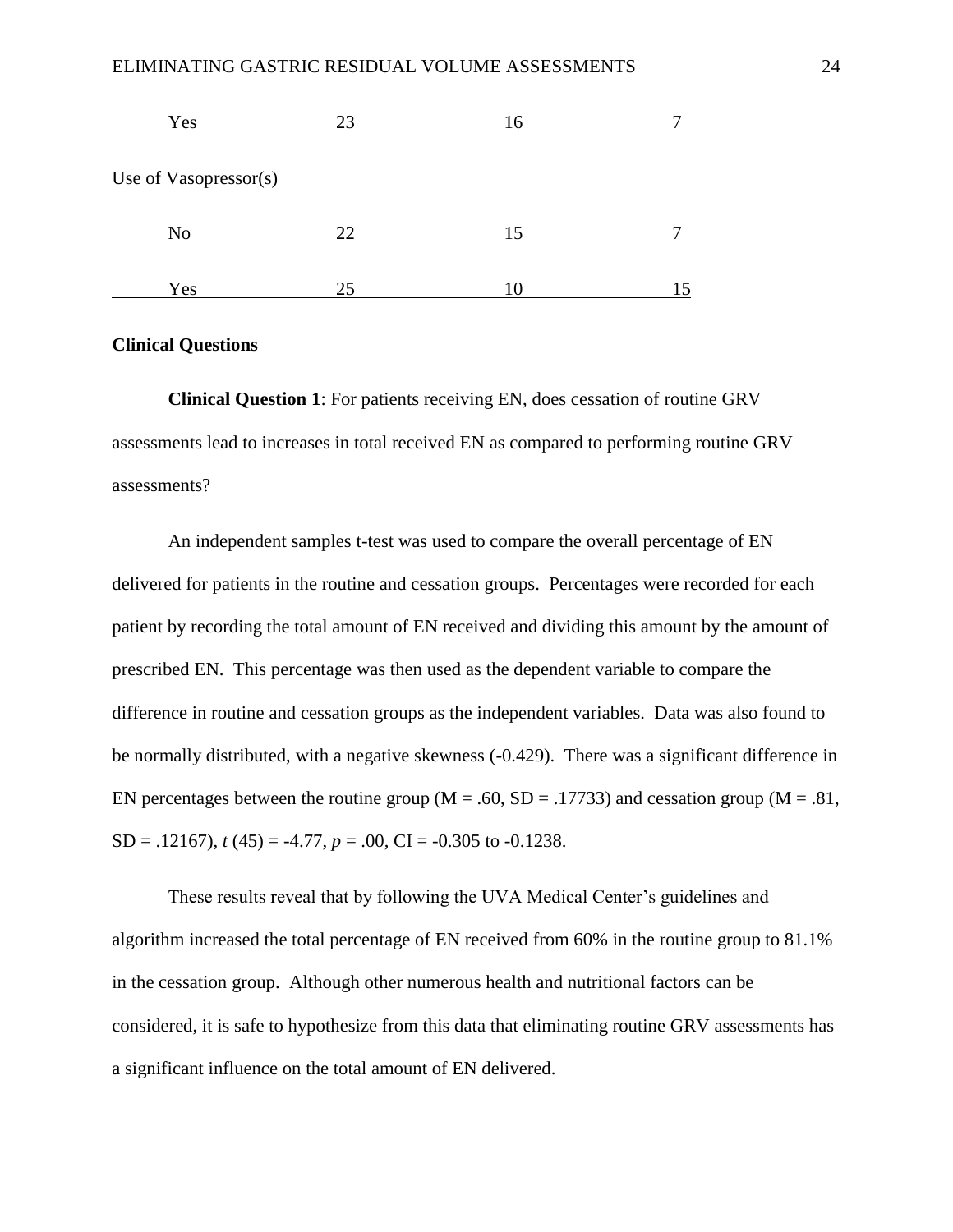| | | | |
|---|---|---|---|
| Yes | 23 | 16 | 7 |
| Use of Vasopressor(s) | | | |
| No | 22 | 15 | 7 |
| Yes | 25 | 10 | 15 |

**Clinical Questions**

**Clinical Question 1**: For patients receiving EN, does cessation of routine GRV assessments lead to increases in total received EN as compared to performing routine GRV assessments?

An independent samples t-test was used to compare the overall percentage of EN delivered for patients in the routine and cessation groups. Percentages were recorded for each patient by recording the total amount of EN received and dividing this amount by the amount of prescribed EN. This percentage was then used as the dependent variable to compare the difference in routine and cessation groups as the independent variables. Data was also found to be normally distributed, with a negative skewness (-0.429). There was a significant difference in EN percentages between the routine group (M = .60, SD = .17733) and cessation group (M = .81, SD = .12167), $t$ (45) = -4.77, $p$ = .00, CI = -0.305 to -0.1238.

These results reveal that by following the UVA Medical Center's guidelines and algorithm increased the total percentage of EN received from 60% in the routine group to 81.1% in the cessation group. Although other numerous health and nutritional factors can be considered, it is safe to hypothesize from this data that eliminating routine GRV assessments has a significant influence on the total amount of EN delivered.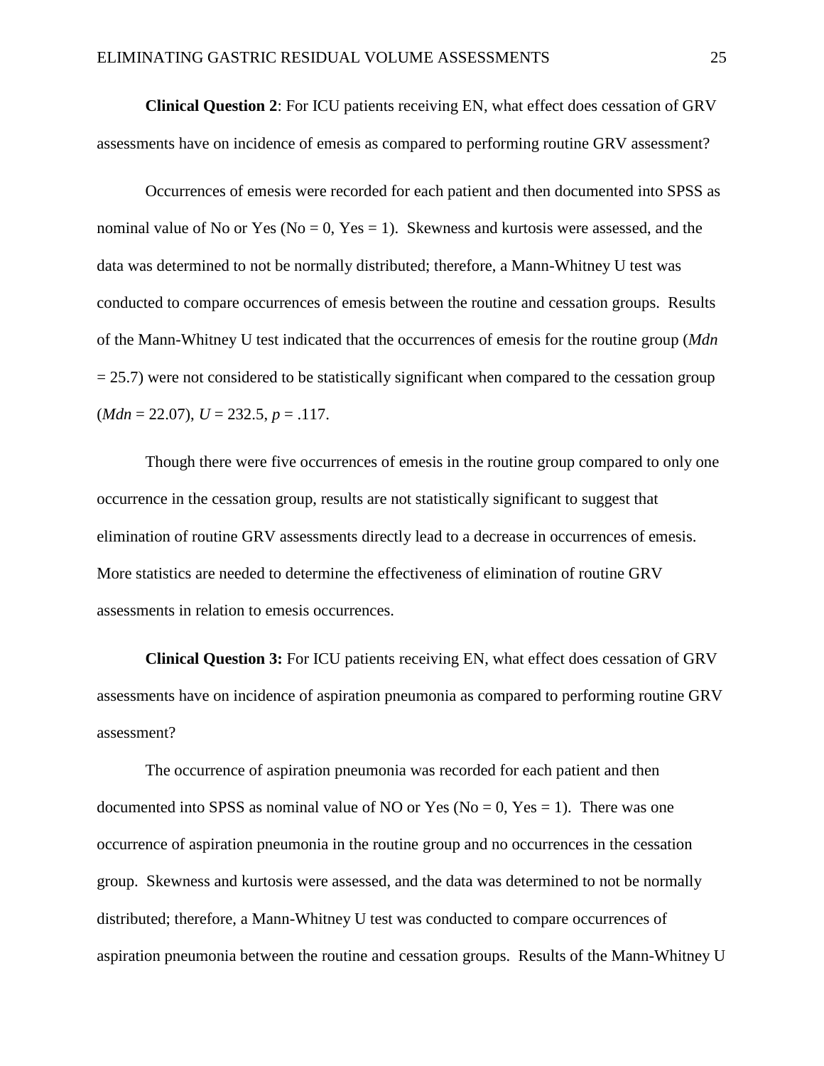**Clinical Question 2**: For ICU patients receiving EN, what effect does cessation of GRV assessments have on incidence of emesis as compared to performing routine GRV assessment?

Occurrences of emesis were recorded for each patient and then documented into SPSS as nominal value of No or Yes (No = 0, Yes = 1). Skewness and kurtosis were assessed, and the data was determined to not be normally distributed; therefore, a Mann-Whitney U test was conducted to compare occurrences of emesis between the routine and cessation groups. Results of the Mann-Whitney U test indicated that the occurrences of emesis for the routine group ($Mdn = 25.7$) were not considered to be statistically significant when compared to the cessation group ($Mdn = 22.07$), $U = 232.5$, $p = .117$.

Though there were five occurrences of emesis in the routine group compared to only one occurrence in the cessation group, results are not statistically significant to suggest that elimination of routine GRV assessments directly lead to a decrease in occurrences of emesis. More statistics are needed to determine the effectiveness of elimination of routine GRV assessments in relation to emesis occurrences.

**Clinical Question 3:** For ICU patients receiving EN, what effect does cessation of GRV assessments have on incidence of aspiration pneumonia as compared to performing routine GRV assessment?

The occurrence of aspiration pneumonia was recorded for each patient and then documented into SPSS as nominal value of NO or Yes (No = 0, Yes = 1). There was one occurrence of aspiration pneumonia in the routine group and no occurrences in the cessation group. Skewness and kurtosis were assessed, and the data was determined to not be normally distributed; therefore, a Mann-Whitney U test was conducted to compare occurrences of aspiration pneumonia between the routine and cessation groups. Results of the Mann-Whitney U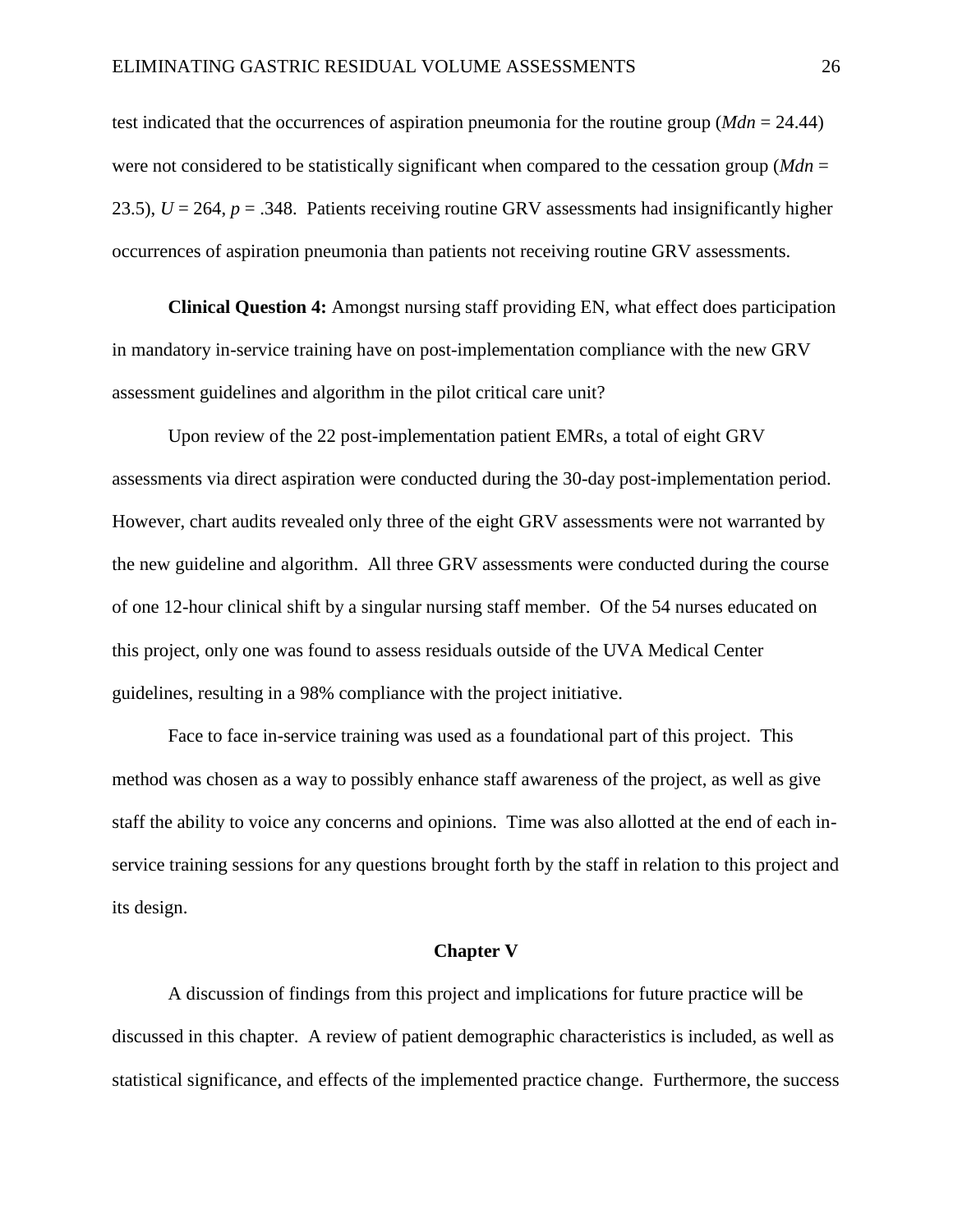test indicated that the occurrences of aspiration pneumonia for the routine group (*Mdn* = 24.44) were not considered to be statistically significant when compared to the cessation group (*Mdn* = 23.5), $U = 264$, $p = .348$. Patients receiving routine GRV assessments had insignificantly higher occurrences of aspiration pneumonia than patients not receiving routine GRV assessments.

**Clinical Question 4:** Amongst nursing staff providing EN, what effect does participation in mandatory in-service training have on post-implementation compliance with the new GRV assessment guidelines and algorithm in the pilot critical care unit?

Upon review of the 22 post-implementation patient EMRs, a total of eight GRV assessments via direct aspiration were conducted during the 30-day post-implementation period. However, chart audits revealed only three of the eight GRV assessments were not warranted by the new guideline and algorithm. All three GRV assessments were conducted during the course of one 12-hour clinical shift by a singular nursing staff member. Of the 54 nurses educated on this project, only one was found to assess residuals outside of the UVA Medical Center guidelines, resulting in a 98% compliance with the project initiative.

Face to face in-service training was used as a foundational part of this project. This method was chosen as a way to possibly enhance staff awareness of the project, as well as give staff the ability to voice any concerns and opinions. Time was also allotted at the end of each in-service training sessions for any questions brought forth by the staff in relation to this project and its design.

## Chapter V

A discussion of findings from this project and implications for future practice will be discussed in this chapter. A review of patient demographic characteristics is included, as well as statistical significance, and effects of the implemented practice change. Furthermore, the success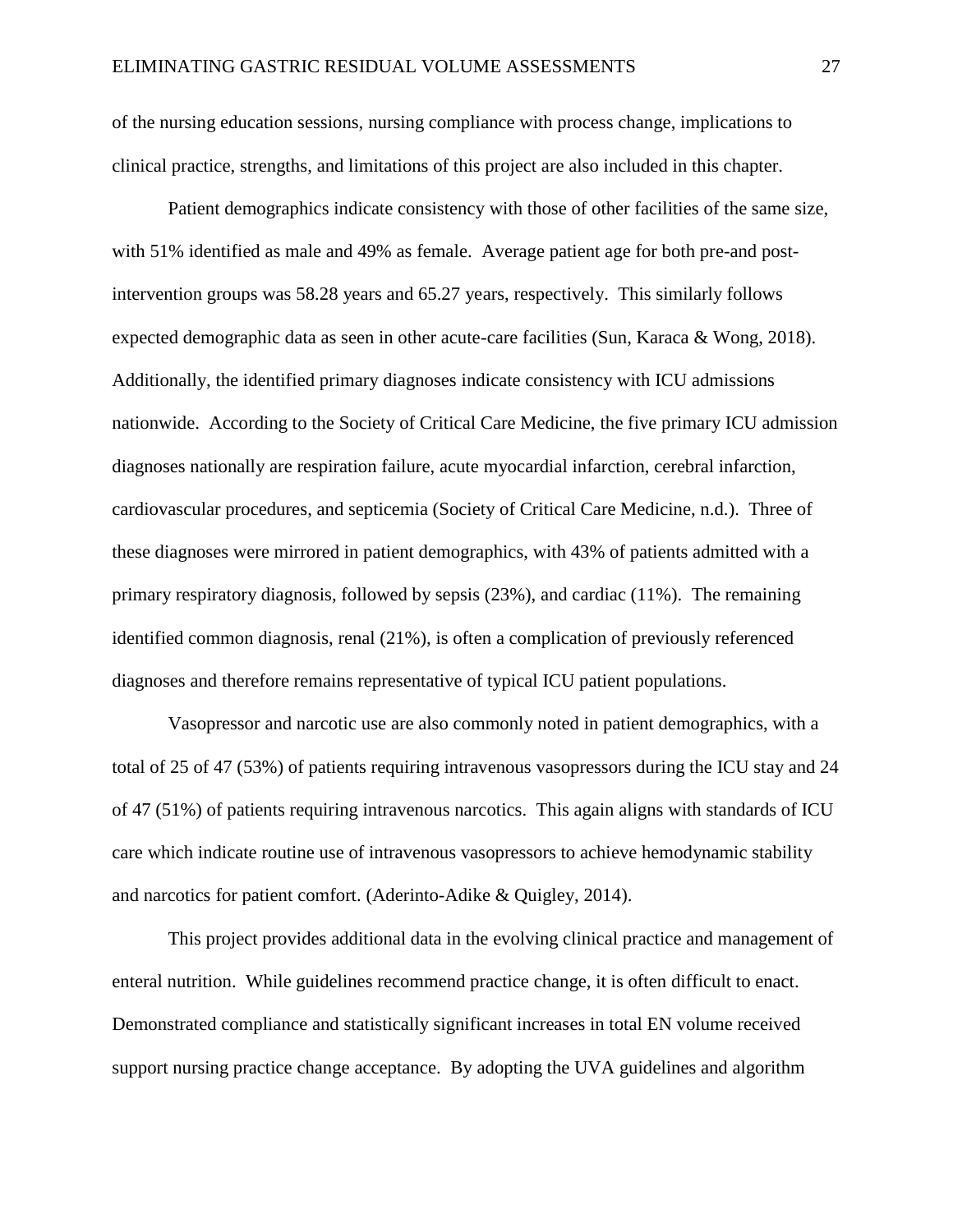of the nursing education sessions, nursing compliance with process change, implications to clinical practice, strengths, and limitations of this project are also included in this chapter.

Patient demographics indicate consistency with those of other facilities of the same size, with 51% identified as male and 49% as female. Average patient age for both pre-and post-intervention groups was 58.28 years and 65.27 years, respectively. This similarly follows expected demographic data as seen in other acute-care facilities (Sun, Karaca & Wong, 2018). Additionally, the identified primary diagnoses indicate consistency with ICU admissions nationwide. According to the Society of Critical Care Medicine, the five primary ICU admission diagnoses nationally are respiration failure, acute myocardial infarction, cerebral infarction, cardiovascular procedures, and septicemia (Society of Critical Care Medicine, n.d.). Three of these diagnoses were mirrored in patient demographics, with 43% of patients admitted with a primary respiratory diagnosis, followed by sepsis (23%), and cardiac (11%). The remaining identified common diagnosis, renal (21%), is often a complication of previously referenced diagnoses and therefore remains representative of typical ICU patient populations.

Vasopressor and narcotic use are also commonly noted in patient demographics, with a total of 25 of 47 (53%) of patients requiring intravenous vasopressors during the ICU stay and 24 of 47 (51%) of patients requiring intravenous narcotics. This again aligns with standards of ICU care which indicate routine use of intravenous vasopressors to achieve hemodynamic stability and narcotics for patient comfort. (Aderinto-Adike & Quigley, 2014).

This project provides additional data in the evolving clinical practice and management of enteral nutrition. While guidelines recommend practice change, it is often difficult to enact. Demonstrated compliance and statistically significant increases in total EN volume received support nursing practice change acceptance. By adopting the UVA guidelines and algorithm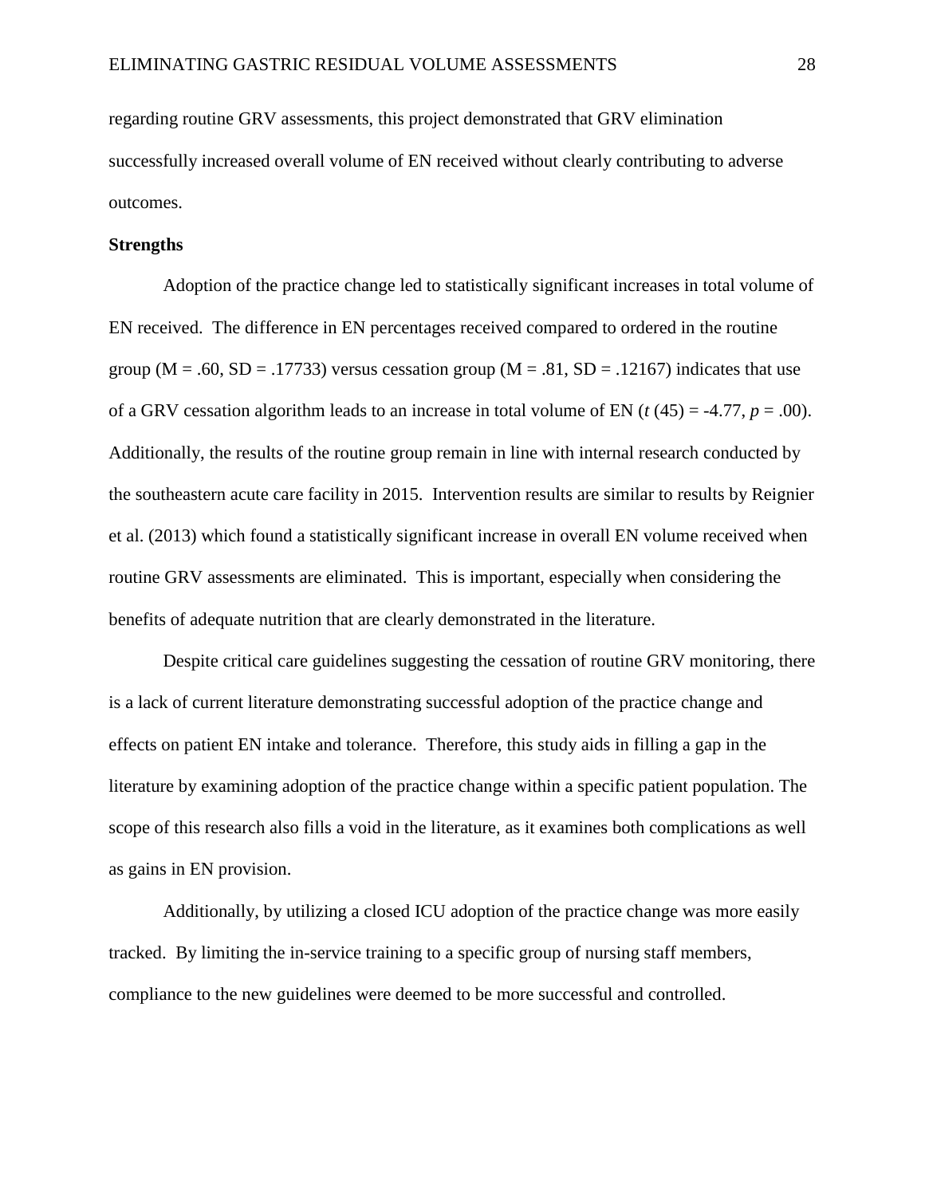regarding routine GRV assessments, this project demonstrated that GRV elimination successfully increased overall volume of EN received without clearly contributing to adverse outcomes.

## Strengths

Adoption of the practice change led to statistically significant increases in total volume of EN received. The difference in EN percentages received compared to ordered in the routine group (M = .60, SD = .17733) versus cessation group (M = .81, SD = .12167) indicates that use of a GRV cessation algorithm leads to an increase in total volume of EN ($t$ (45) = -4.77, $p$ = .00). Additionally, the results of the routine group remain in line with internal research conducted by the southeastern acute care facility in 2015. Intervention results are similar to results by Reignier et al. (2013) which found a statistically significant increase in overall EN volume received when routine GRV assessments are eliminated. This is important, especially when considering the benefits of adequate nutrition that are clearly demonstrated in the literature.

Despite critical care guidelines suggesting the cessation of routine GRV monitoring, there is a lack of current literature demonstrating successful adoption of the practice change and effects on patient EN intake and tolerance. Therefore, this study aids in filling a gap in the literature by examining adoption of the practice change within a specific patient population. The scope of this research also fills a void in the literature, as it examines both complications as well as gains in EN provision.

Additionally, by utilizing a closed ICU adoption of the practice change was more easily tracked. By limiting the in-service training to a specific group of nursing staff members, compliance to the new guidelines were deemed to be more successful and controlled.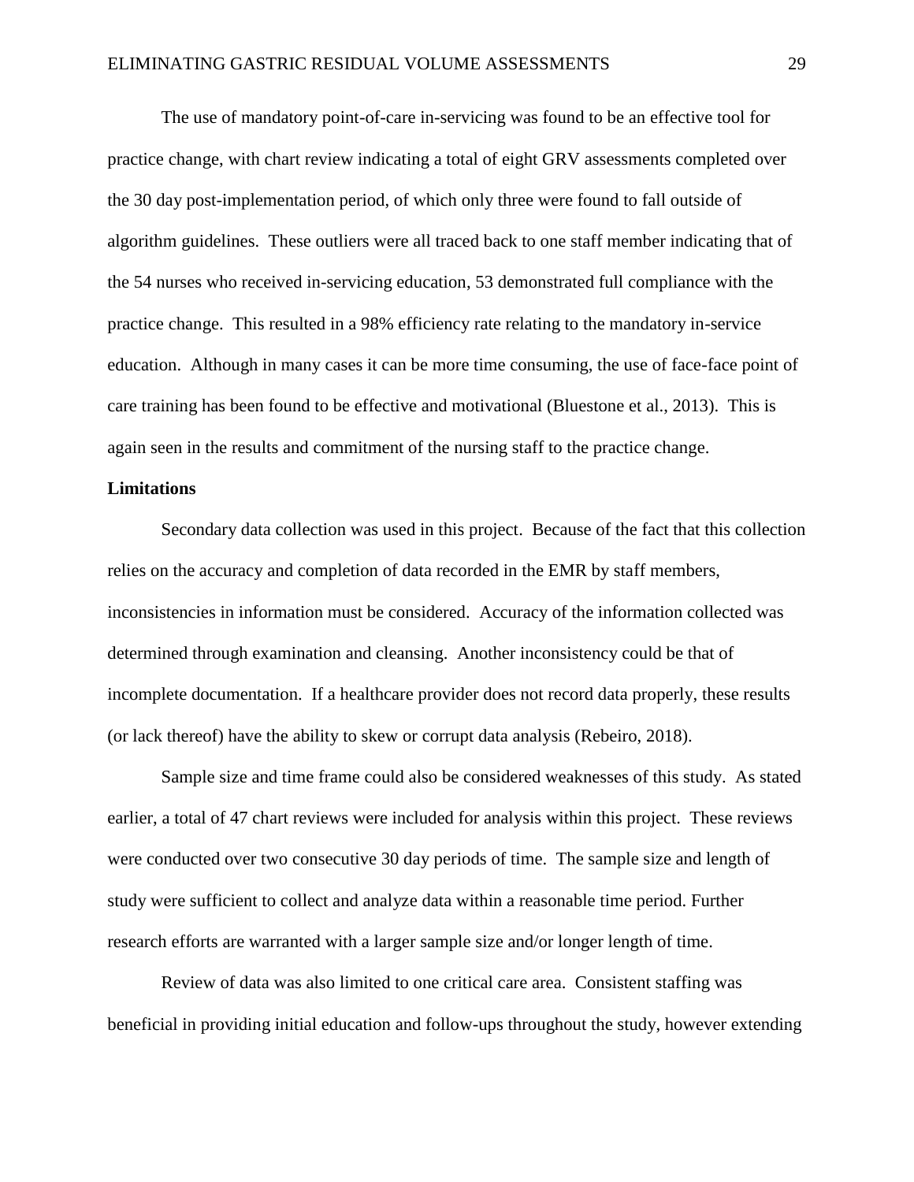The use of mandatory point-of-care in-servicing was found to be an effective tool for practice change, with chart review indicating a total of eight GRV assessments completed over the 30 day post-implementation period, of which only three were found to fall outside of algorithm guidelines. These outliers were all traced back to one staff member indicating that of the 54 nurses who received in-servicing education, 53 demonstrated full compliance with the practice change. This resulted in a 98% efficiency rate relating to the mandatory in-service education. Although in many cases it can be more time consuming, the use of face-face point of care training has been found to be effective and motivational (Bluestone et al., 2013). This is again seen in the results and commitment of the nursing staff to the practice change.

**Limitations**

Secondary data collection was used in this project. Because of the fact that this collection relies on the accuracy and completion of data recorded in the EMR by staff members, inconsistencies in information must be considered. Accuracy of the information collected was determined through examination and cleansing. Another inconsistency could be that of incomplete documentation. If a healthcare provider does not record data properly, these results (or lack thereof) have the ability to skew or corrupt data analysis (Rebeiro, 2018).

Sample size and time frame could also be considered weaknesses of this study. As stated earlier, a total of 47 chart reviews were included for analysis within this project. These reviews were conducted over two consecutive 30 day periods of time. The sample size and length of study were sufficient to collect and analyze data within a reasonable time period. Further research efforts are warranted with a larger sample size and/or longer length of time.

Review of data was also limited to one critical care area. Consistent staffing was beneficial in providing initial education and follow-ups throughout the study, however extending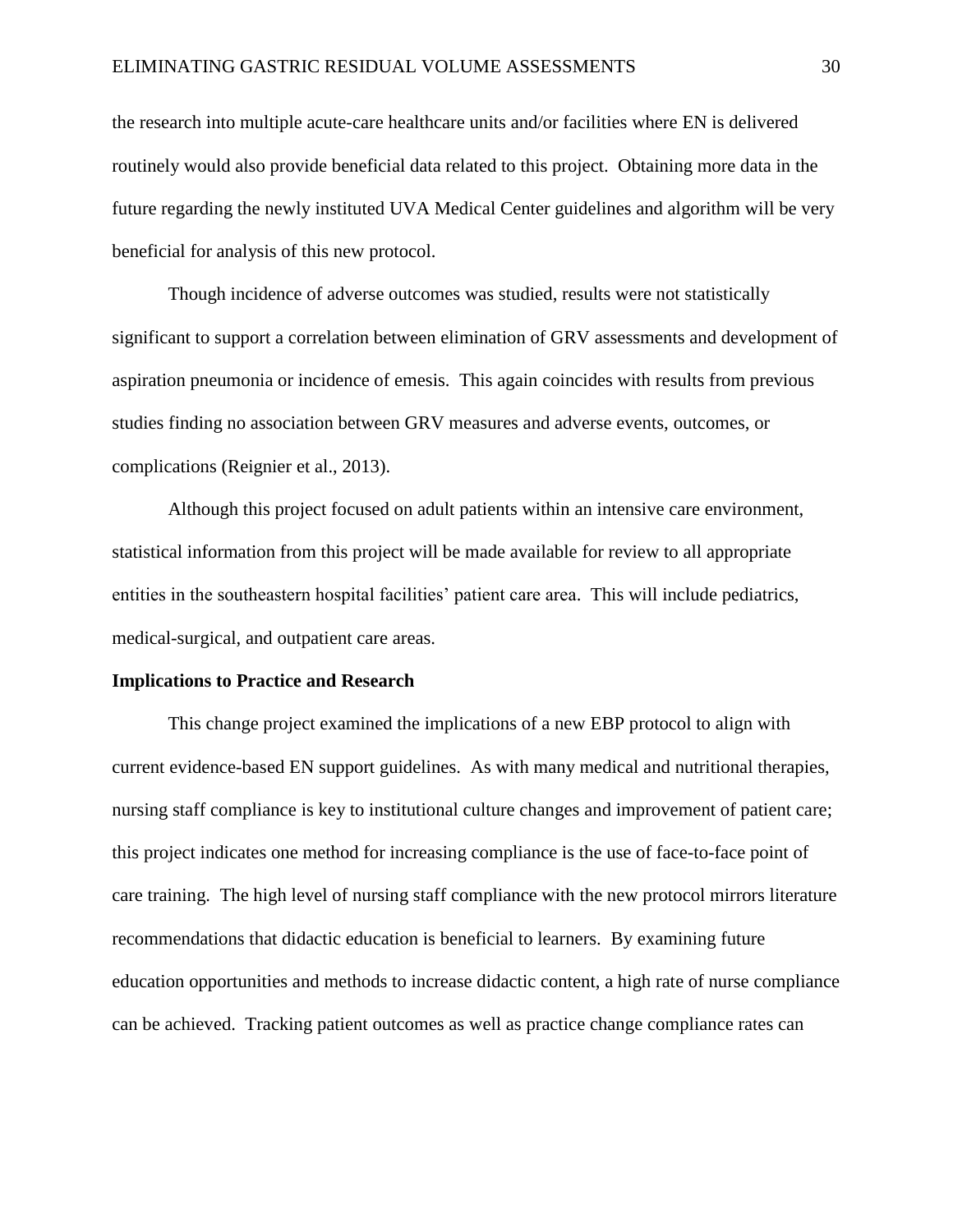the research into multiple acute-care healthcare units and/or facilities where EN is delivered routinely would also provide beneficial data related to this project. Obtaining more data in the future regarding the newly instituted UVA Medical Center guidelines and algorithm will be very beneficial for analysis of this new protocol.

Though incidence of adverse outcomes was studied, results were not statistically significant to support a correlation between elimination of GRV assessments and development of aspiration pneumonia or incidence of emesis. This again coincides with results from previous studies finding no association between GRV measures and adverse events, outcomes, or complications (Reignier et al., 2013).

Although this project focused on adult patients within an intensive care environment, statistical information from this project will be made available for review to all appropriate entities in the southeastern hospital facilities' patient care area. This will include pediatrics, medical-surgical, and outpatient care areas.

**Implications to Practice and Research**

This change project examined the implications of a new EBP protocol to align with current evidence-based EN support guidelines. As with many medical and nutritional therapies, nursing staff compliance is key to institutional culture changes and improvement of patient care; this project indicates one method for increasing compliance is the use of face-to-face point of care training. The high level of nursing staff compliance with the new protocol mirrors literature recommendations that didactic education is beneficial to learners. By examining future education opportunities and methods to increase didactic content, a high rate of nurse compliance can be achieved. Tracking patient outcomes as well as practice change compliance rates can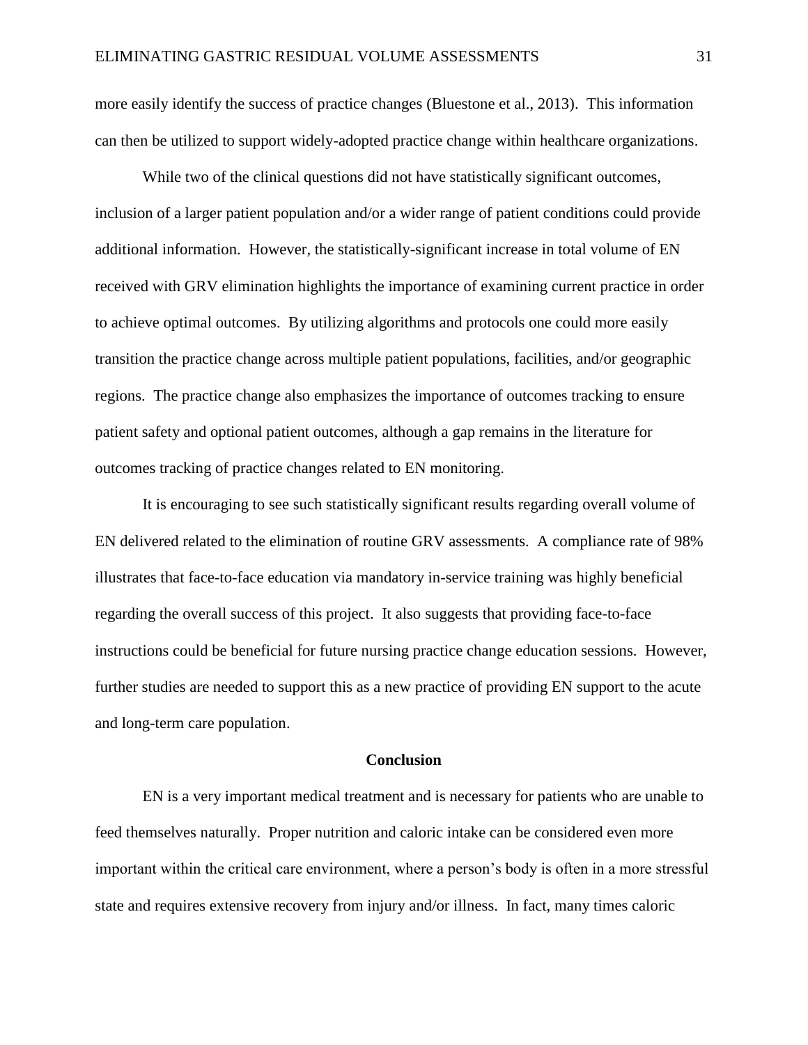more easily identify the success of practice changes (Bluestone et al., 2013). This information can then be utilized to support widely-adopted practice change within healthcare organizations.

While two of the clinical questions did not have statistically significant outcomes, inclusion of a larger patient population and/or a wider range of patient conditions could provide additional information. However, the statistically-significant increase in total volume of EN received with GRV elimination highlights the importance of examining current practice in order to achieve optimal outcomes. By utilizing algorithms and protocols one could more easily transition the practice change across multiple patient populations, facilities, and/or geographic regions. The practice change also emphasizes the importance of outcomes tracking to ensure patient safety and optional patient outcomes, although a gap remains in the literature for outcomes tracking of practice changes related to EN monitoring.

It is encouraging to see such statistically significant results regarding overall volume of EN delivered related to the elimination of routine GRV assessments. A compliance rate of 98% illustrates that face-to-face education via mandatory in-service training was highly beneficial regarding the overall success of this project. It also suggests that providing face-to-face instructions could be beneficial for future nursing practice change education sessions. However, further studies are needed to support this as a new practice of providing EN support to the acute and long-term care population.

## Conclusion

EN is a very important medical treatment and is necessary for patients who are unable to feed themselves naturally. Proper nutrition and caloric intake can be considered even more important within the critical care environment, where a person's body is often in a more stressful state and requires extensive recovery from injury and/or illness. In fact, many times caloric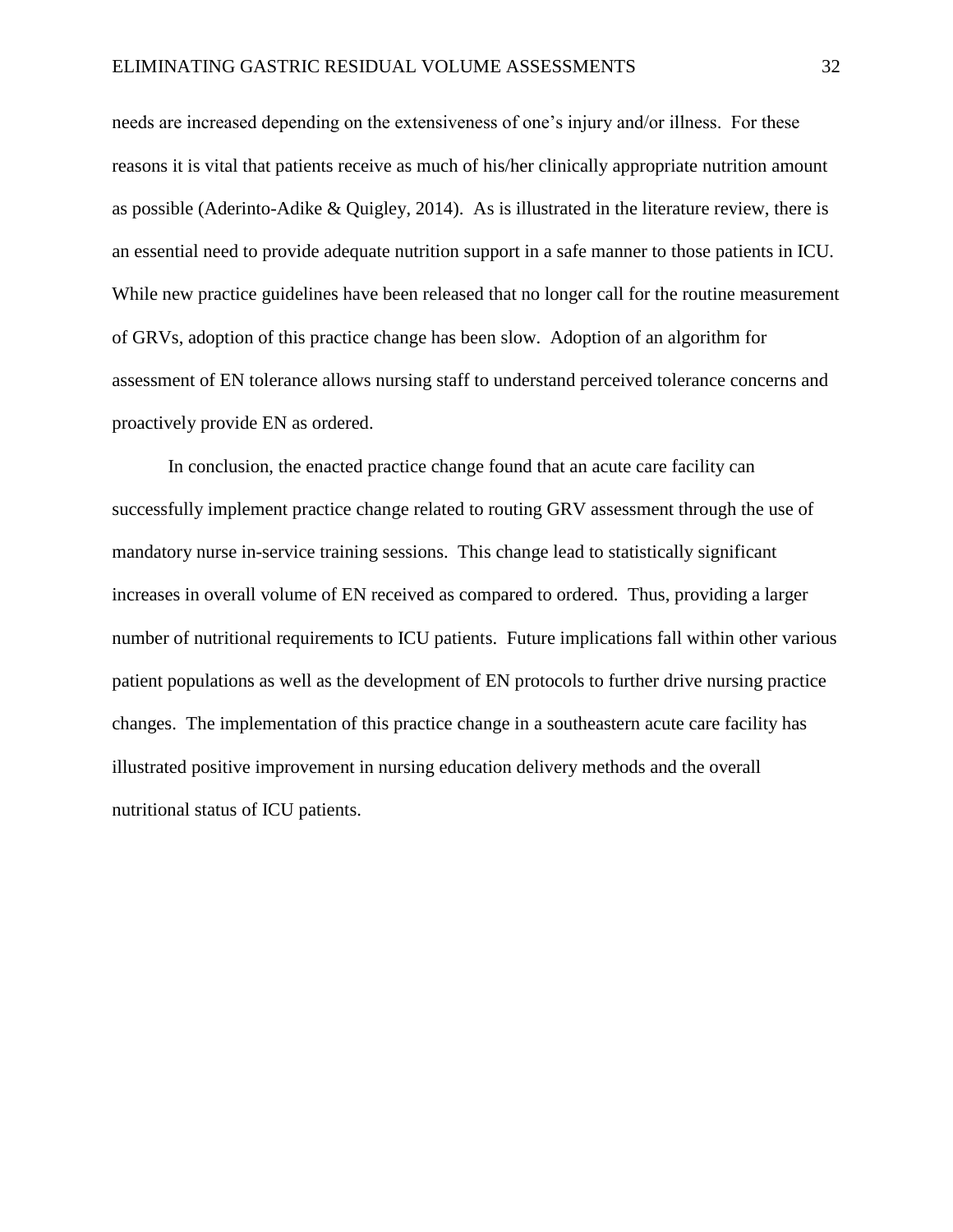needs are increased depending on the extensiveness of one's injury and/or illness. For these reasons it is vital that patients receive as much of his/her clinically appropriate nutrition amount as possible (Aderinto-Adike & Quigley, 2014). As is illustrated in the literature review, there is an essential need to provide adequate nutrition support in a safe manner to those patients in ICU. While new practice guidelines have been released that no longer call for the routine measurement of GRVs, adoption of this practice change has been slow. Adoption of an algorithm for assessment of EN tolerance allows nursing staff to understand perceived tolerance concerns and proactively provide EN as ordered.

In conclusion, the enacted practice change found that an acute care facility can successfully implement practice change related to routing GRV assessment through the use of mandatory nurse in-service training sessions. This change lead to statistically significant increases in overall volume of EN received as compared to ordered. Thus, providing a larger number of nutritional requirements to ICU patients. Future implications fall within other various patient populations as well as the development of EN protocols to further drive nursing practice changes. The implementation of this practice change in a southeastern acute care facility has illustrated positive improvement in nursing education delivery methods and the overall nutritional status of ICU patients.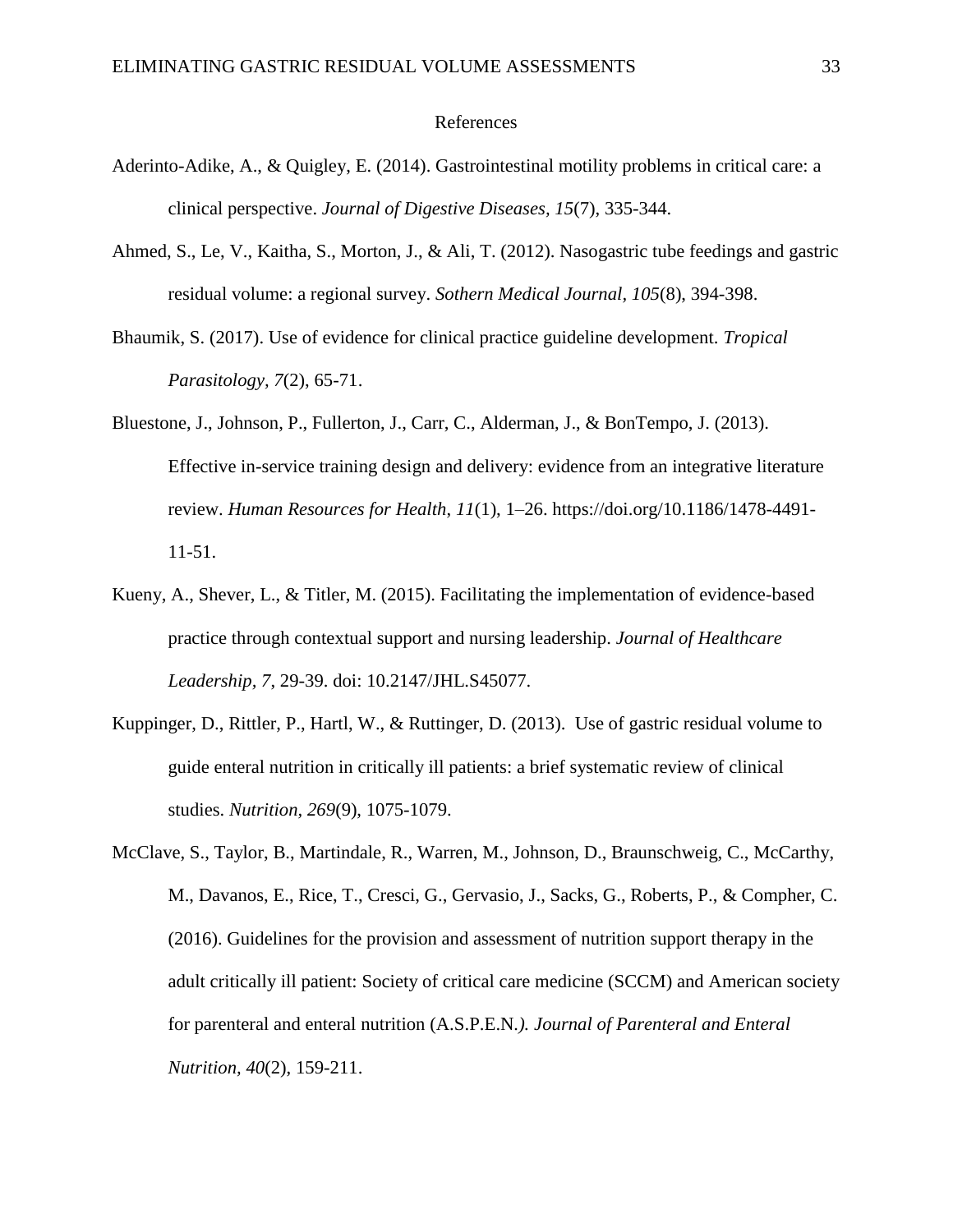# References

Aderinto-Adike, A., & Quigley, E. (2014). Gastrointestinal motility problems in critical care: a clinical perspective. *Journal of Digestive Diseases, 15*(7), 335-344.

Ahmed, S., Le, V., Kaitha, S., Morton, J., & Ali, T. (2012). Nasogastric tube feedings and gastric residual volume: a regional survey. *Sothern Medical Journal, 105*(8), 394-398.

Bhaumik, S. (2017). Use of evidence for clinical practice guideline development. *Tropical Parasitology, 7*(2), 65-71.

Bluestone, J., Johnson, P., Fullerton, J., Carr, C., Alderman, J., & BonTempo, J. (2013). Effective in-service training design and delivery: evidence from an integrative literature review. *Human Resources for Health, 11*(1), 1–26. https://doi.org/10.1186/1478-4491-11-51.

Kueny, A., Shever, L., & Titler, M. (2015). Facilitating the implementation of evidence-based practice through contextual support and nursing leadership. *Journal of Healthcare Leadership, 7*, 29-39. doi: 10.2147/JHL.S45077.

Kuppinger, D., Rittler, P., Hartl, W., & Ruttinger, D. (2013). Use of gastric residual volume to guide enteral nutrition in critically ill patients: a brief systematic review of clinical studies. *Nutrition, 269*(9), 1075-1079.

McClave, S., Taylor, B., Martindale, R., Warren, M., Johnson, D., Braunschweig, C., McCarthy, M., Davanos, E., Rice, T., Cresci, G., Gervasio, J., Sacks, G., Roberts, P., & Compher, C. (2016). Guidelines for the provision and assessment of nutrition support therapy in the adult critically ill patient: Society of critical care medicine (SCCM) and American society for parenteral and enteral nutrition (A.S.P.E.N.*). Journal of Parenteral and Enteral Nutrition, 40*(2), 159-211.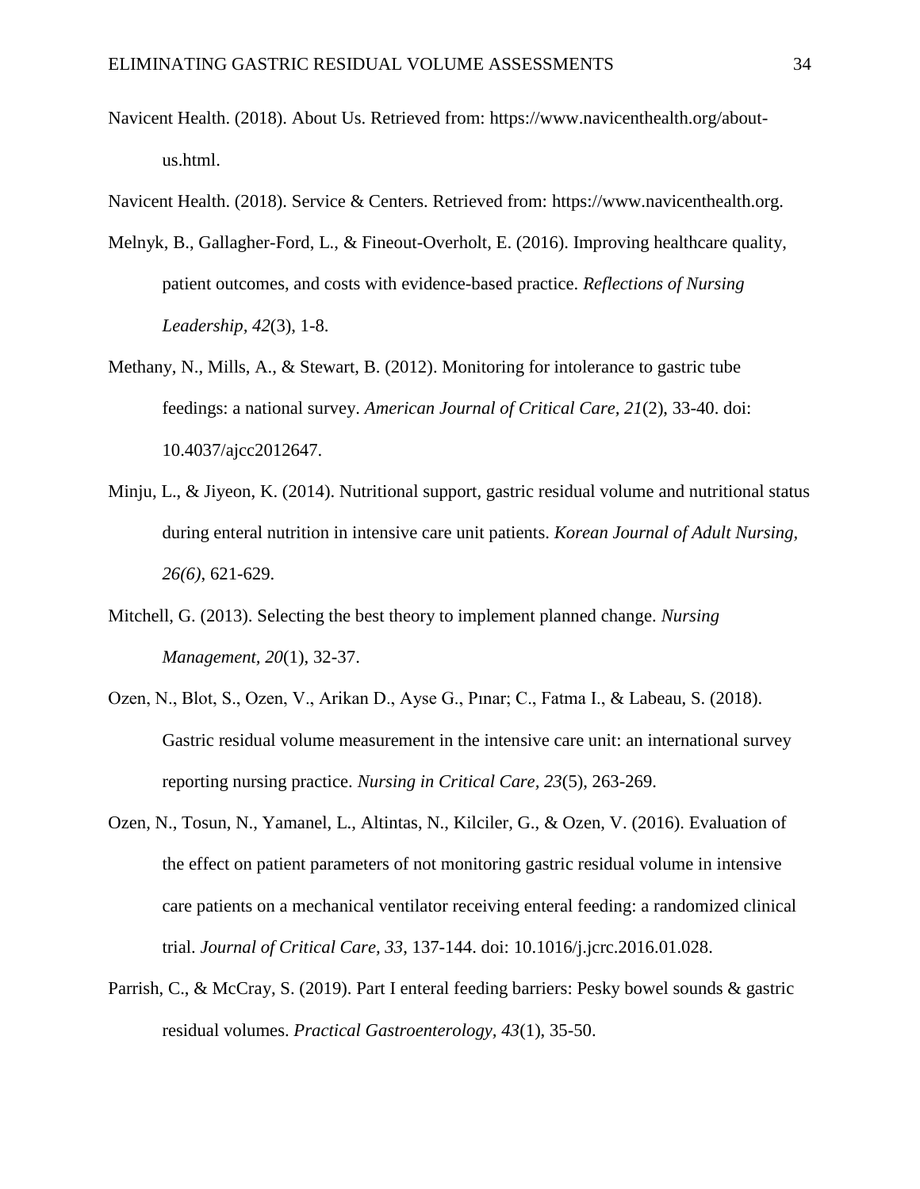Navicent Health. (2018). About Us. Retrieved from: https://www.navicenthealth.org/about-us.html.

Navicent Health. (2018). Service & Centers. Retrieved from: https://www.navicenthealth.org.

Melnyk, B., Gallagher-Ford, L., & Fineout-Overholt, E. (2016). Improving healthcare quality, patient outcomes, and costs with evidence-based practice. *Reflections of Nursing Leadership, 42*(3), 1-8.

Methany, N., Mills, A., & Stewart, B. (2012). Monitoring for intolerance to gastric tube feedings: a national survey. *American Journal of Critical Care, 21*(2), 33-40. doi: 10.4037/ajcc2012647.

Minju, L., & Jiyeon, K. (2014). Nutritional support, gastric residual volume and nutritional status during enteral nutrition in intensive care unit patients. *Korean Journal of Adult Nursing, 26(6)*, 621-629.

Mitchell, G. (2013). Selecting the best theory to implement planned change. *Nursing Management, 20*(1), 32-37.

Ozen, N., Blot, S., Ozen, V., Arikan D., Ayse G., Pınar; C., Fatma I., & Labeau, S. (2018). Gastric residual volume measurement in the intensive care unit: an international survey reporting nursing practice. *Nursing in Critical Care, 23*(5), 263-269.

Ozen, N., Tosun, N., Yamanel, L., Altintas, N., Kilciler, G., & Ozen, V. (2016). Evaluation of the effect on patient parameters of not monitoring gastric residual volume in intensive care patients on a mechanical ventilator receiving enteral feeding: a randomized clinical trial. *Journal of Critical Care, 33*, 137-144. doi: 10.1016/j.jcrc.2016.01.028.

Parrish, C., & McCray, S. (2019). Part I enteral feeding barriers: Pesky bowel sounds & gastric residual volumes. *Practical Gastroenterology, 43*(1), 35-50.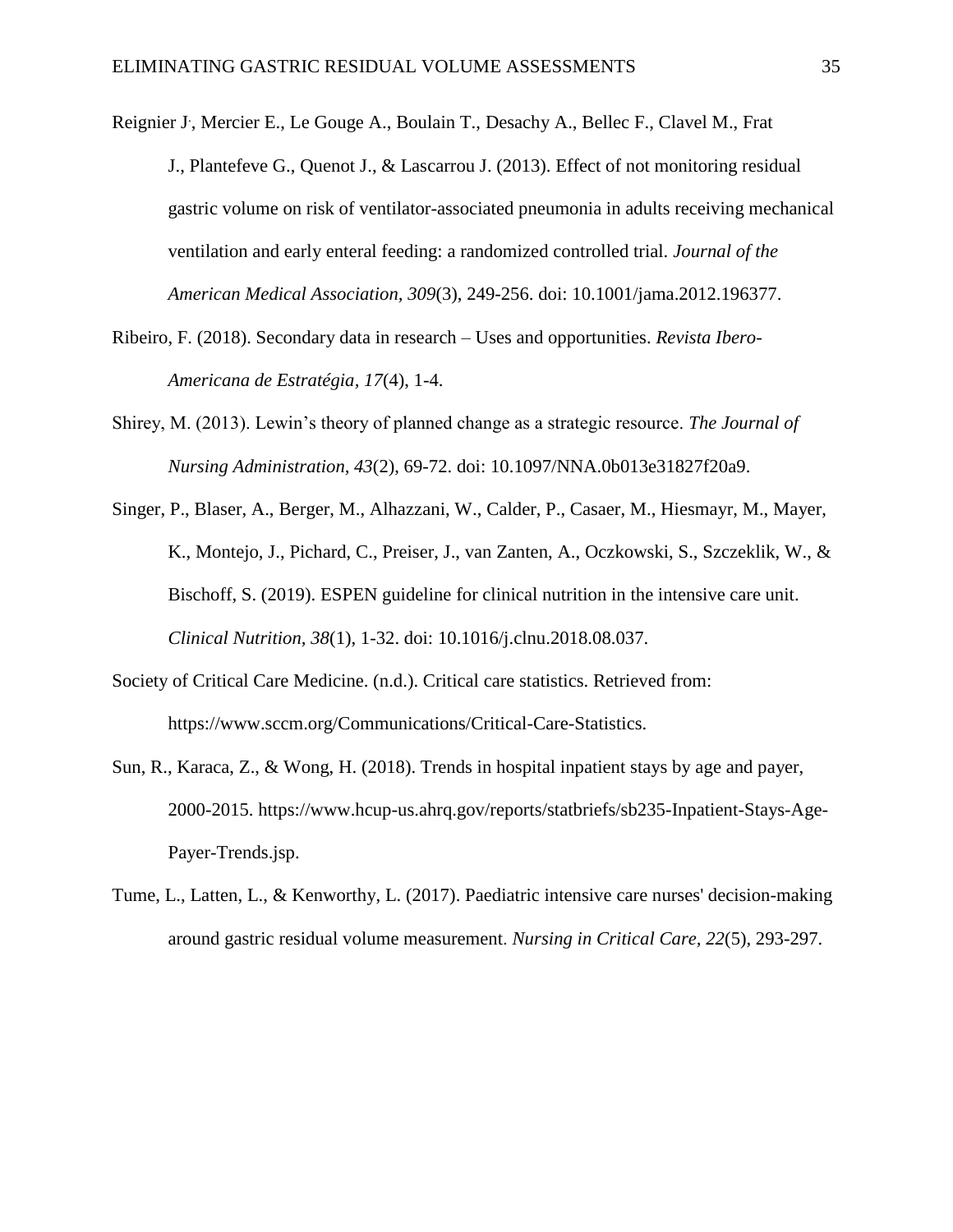Reignier J., Mercier E., Le Gouge A., Boulain T., Desachy A., Bellec F., Clavel M., Frat J., Plantefeve G., Quenot J., & Lascarrou J. (2013). Effect of not monitoring residual gastric volume on risk of ventilator-associated pneumonia in adults receiving mechanical ventilation and early enteral feeding: a randomized controlled trial. *Journal of the American Medical Association, 309*(3), 249-256. doi: 10.1001/jama.2012.196377.

Ribeiro, F. (2018). Secondary data in research – Uses and opportunities. *Revista Ibero-Americana de Estratégia, 17*(4), 1-4.

Shirey, M. (2013). Lewin's theory of planned change as a strategic resource. *The Journal of Nursing Administration, 43*(2), 69-72. doi: 10.1097/NNA.0b013e31827f20a9.

Singer, P., Blaser, A., Berger, M., Alhazzani, W., Calder, P., Casaer, M., Hiesmayr, M., Mayer, K., Montejo, J., Pichard, C., Preiser, J., van Zanten, A., Oczkowski, S., Szczeklik, W., & Bischoff, S. (2019). ESPEN guideline for clinical nutrition in the intensive care unit. *Clinical Nutrition, 38*(1), 1-32. doi: 10.1016/j.clnu.2018.08.037.

Society of Critical Care Medicine. (n.d.). Critical care statistics. Retrieved from: https://www.sccm.org/Communications/Critical-Care-Statistics.

Sun, R., Karaca, Z., & Wong, H. (2018). Trends in hospital inpatient stays by age and payer, 2000-2015. https://www.hcup-us.ahrq.gov/reports/statbriefs/sb235-Inpatient-Stays-Age-Payer-Trends.jsp.

Tume, L., Latten, L., & Kenworthy, L. (2017). Paediatric intensive care nurses' decision-making around gastric residual volume measurement. *Nursing in Critical Care, 22*(5), 293-297.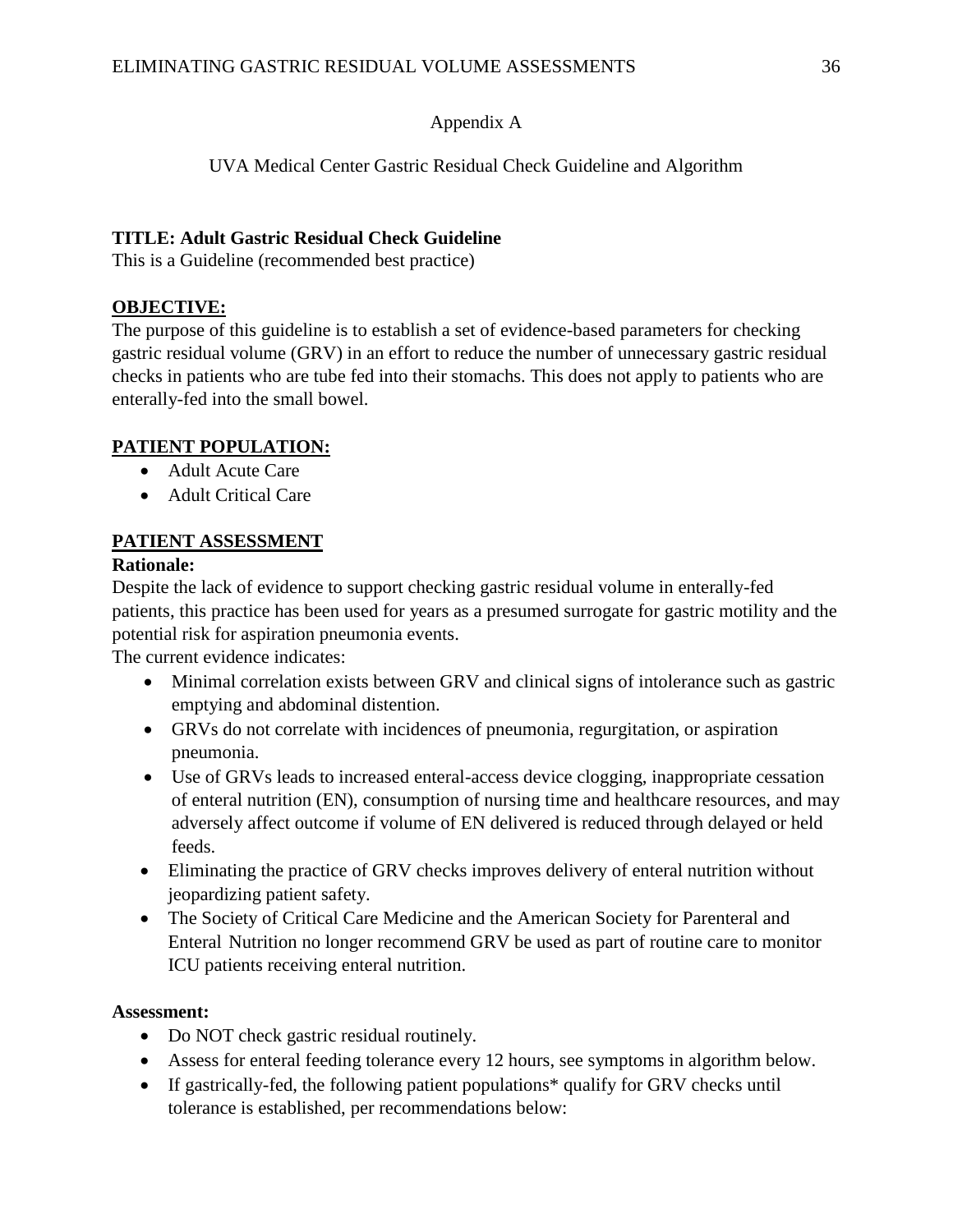Appendix A

UVA Medical Center Gastric Residual Check Guideline and Algorithm

**TITLE: Adult Gastric Residual Check Guideline**
This is a Guideline (recommended best practice)

## OBJECTIVE:

The purpose of this guideline is to establish a set of evidence-based parameters for checking gastric residual volume (GRV) in an effort to reduce the number of unnecessary gastric residual checks in patients who are tube fed into their stomachs. This does not apply to patients who are enterally-fed into the small bowel.

## PATIENT POPULATION:

- Adult Acute Care
- Adult Critical Care

## PATIENT ASSESSMENT

**Rationale:**

Despite the lack of evidence to support checking gastric residual volume in enterally-fed patients, this practice has been used for years as a presumed surrogate for gastric motility and the potential risk for aspiration pneumonia events.

The current evidence indicates:

- Minimal correlation exists between GRV and clinical signs of intolerance such as gastric emptying and abdominal distention.
- GRVs do not correlate with incidences of pneumonia, regurgitation, or aspiration pneumonia.
- Use of GRVs leads to increased enteral-access device clogging, inappropriate cessation of enteral nutrition (EN), consumption of nursing time and healthcare resources, and may adversely affect outcome if volume of EN delivered is reduced through delayed or held feeds.
- Eliminating the practice of GRV checks improves delivery of enteral nutrition without jeopardizing patient safety.
- The Society of Critical Care Medicine and the American Society for Parenteral and Enteral Nutrition no longer recommend GRV be used as part of routine care to monitor ICU patients receiving enteral nutrition.

**Assessment:**

- Do NOT check gastric residual routinely.
- Assess for enteral feeding tolerance every 12 hours, see symptoms in algorithm below.
- If gastrically-fed, the following patient populations* qualify for GRV checks until tolerance is established, per recommendations below: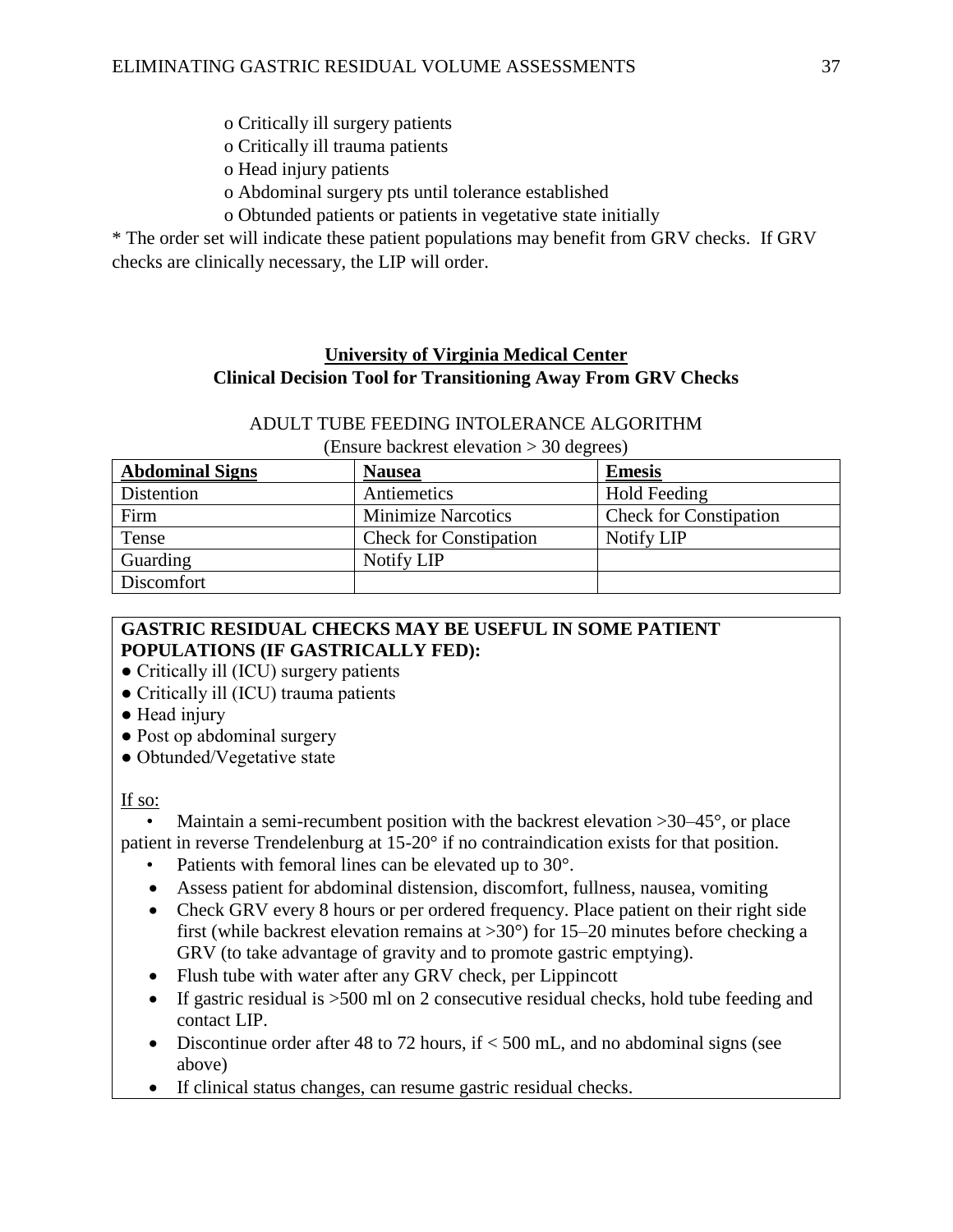- o Critically ill surgery patients
- o Critically ill trauma patients
- o Head injury patients
- o Abdominal surgery pts until tolerance established
- o Obtunded patients or patients in vegetative state initially

* The order set will indicate these patient populations may benefit from GRV checks. If GRV checks are clinically necessary, the LIP will order.

**University of Virginia Medical Center**
**Clinical Decision Tool for Transitioning Away From GRV Checks**

ADULT TUBE FEEDING INTOLERANCE ALGORITHM
(Ensure backrest elevation > 30 degrees)

| **Abdominal Signs** | **Nausea** | **Emesis** |
|---|---|---|
| Distention | Antiemetics | Hold Feeding |
| Firm | Minimize Narcotics | Check for Constipation |
| Tense | Check for Constipation | Notify LIP |
| Guarding | Notify LIP | |
| Discomfort | | |

**GASTRIC RESIDUAL CHECKS MAY BE USEFUL IN SOME PATIENT POPULATIONS (IF GASTRICALLY FED):**

- Critically ill (ICU) surgery patients
- Critically ill (ICU) trauma patients
- Head injury
- Post op abdominal surgery
- Obtunded/Vegetative state

If so:

- Maintain a semi-recumbent position with the backrest elevation >30–45°, or place patient in reverse Trendelenburg at 15-20° if no contraindication exists for that position.
- Patients with femoral lines can be elevated up to 30°.
- Assess patient for abdominal distension, discomfort, fullness, nausea, vomiting
- Check GRV every 8 hours or per ordered frequency. Place patient on their right side first (while backrest elevation remains at >30°) for 15–20 minutes before checking a GRV (to take advantage of gravity and to promote gastric emptying).
- Flush tube with water after any GRV check, per Lippincott
- If gastric residual is >500 ml on 2 consecutive residual checks, hold tube feeding and contact LIP.
- Discontinue order after 48 to 72 hours, if < 500 mL, and no abdominal signs (see above)
- If clinical status changes, can resume gastric residual checks.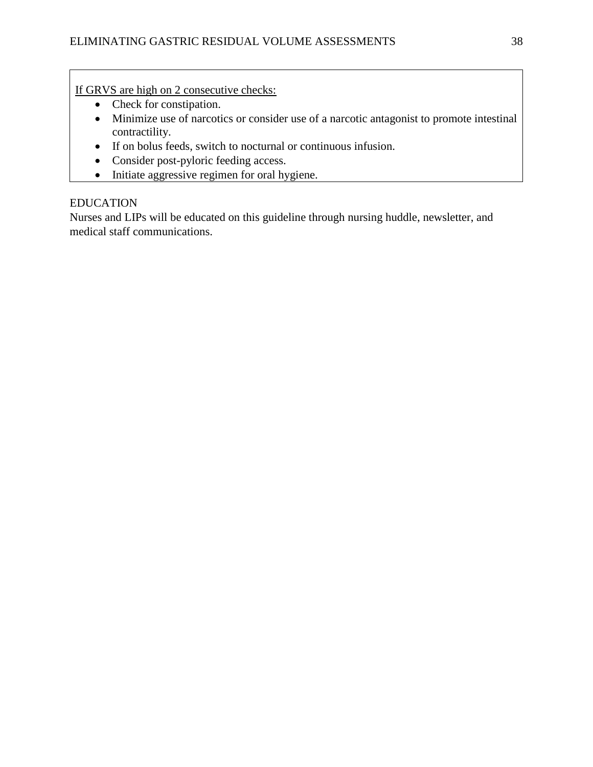If GRVS are high on 2 consecutive checks:

- Check for constipation.
- Minimize use of narcotics or consider use of a narcotic antagonist to promote intestinal contractility.
- If on bolus feeds, switch to nocturnal or continuous infusion.
- Consider post-pyloric feeding access.
- Initiate aggressive regimen for oral hygiene.

EDUCATION

Nurses and LIPs will be educated on this guideline through nursing huddle, newsletter, and medical staff communications.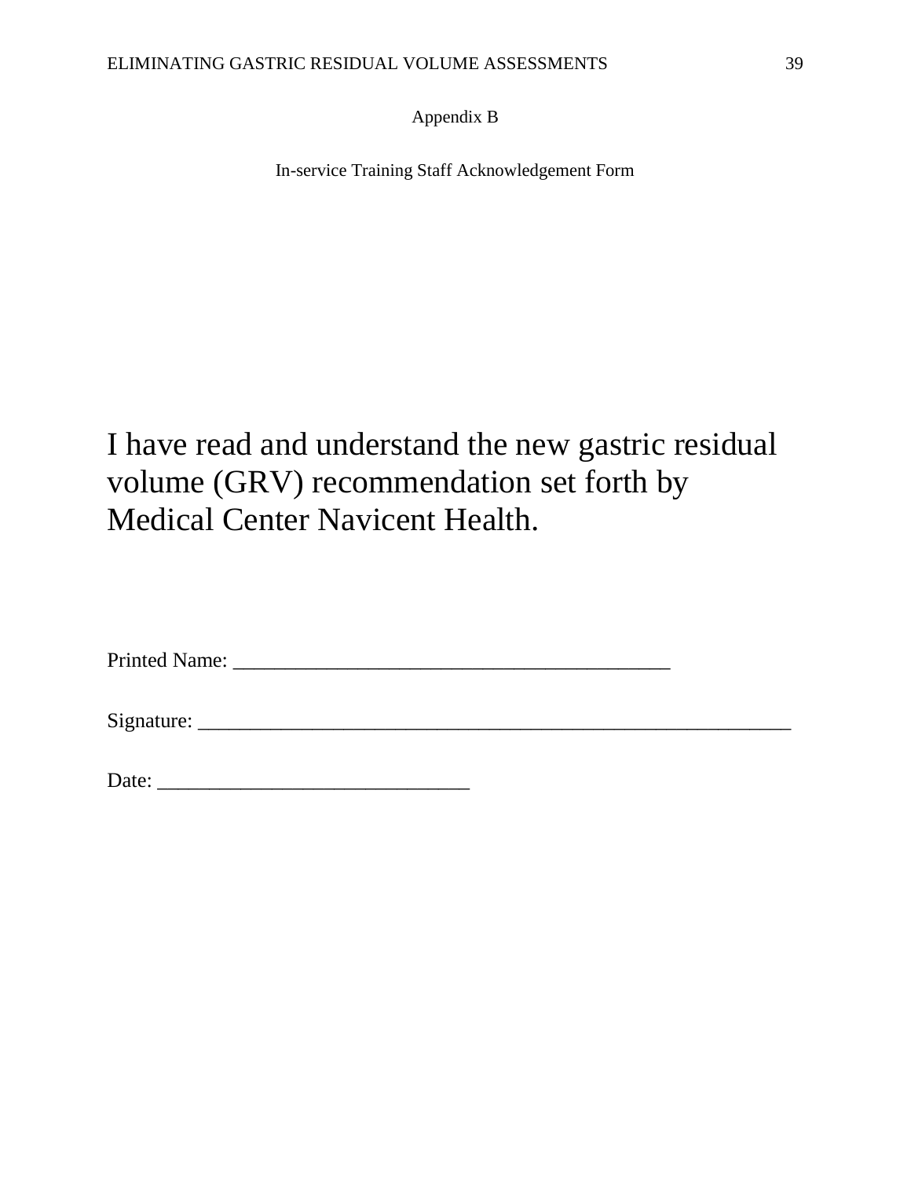Appendix B

In-service Training Staff Acknowledgement Form

I have read and understand the new gastric residual volume (GRV) recommendation set forth by Medical Center Navicent Health.

Printed Name: ___________________________________________

Signature: ___________________________________________________________

Date: _______________________________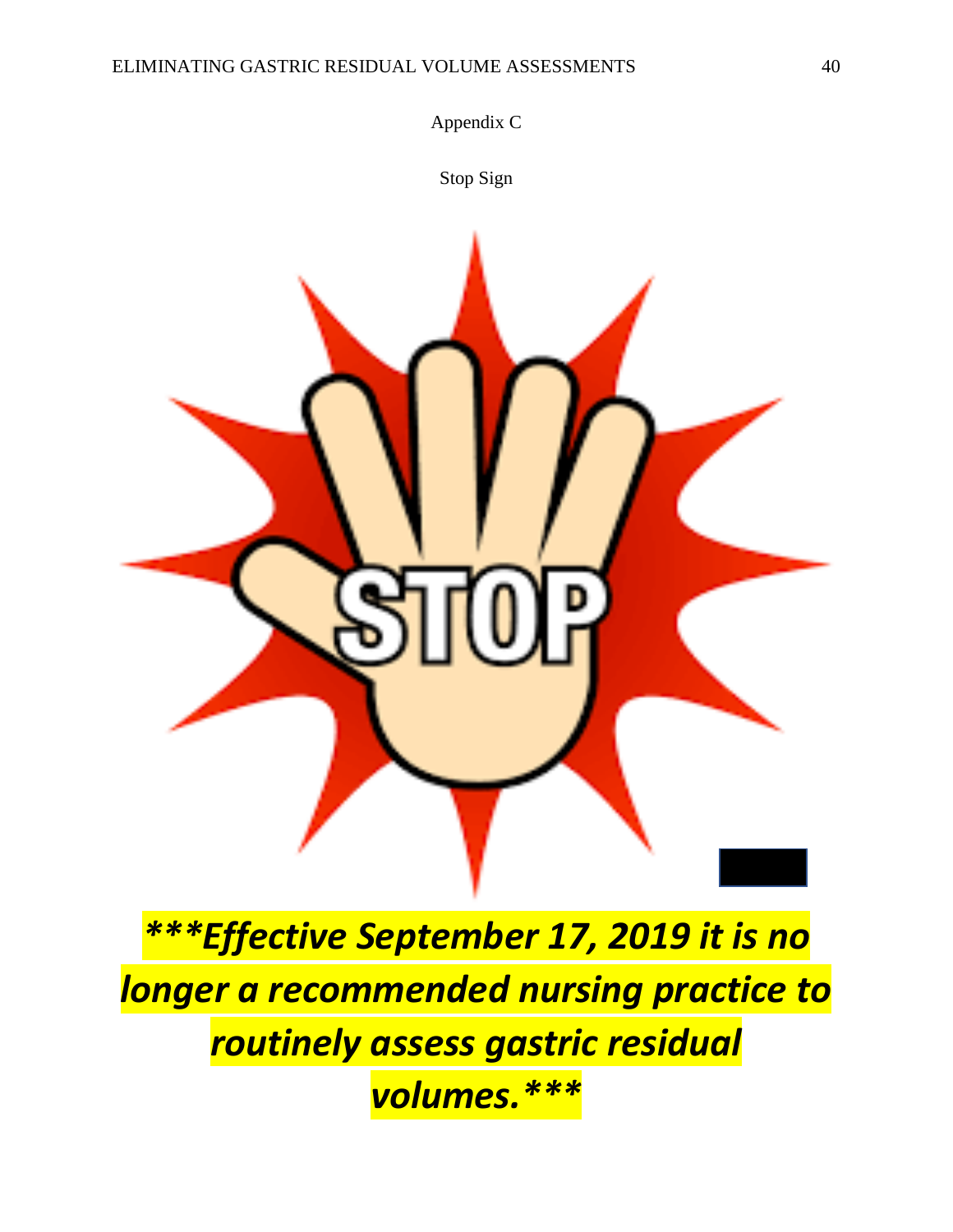Appendix C

Stop Sign

***Effective September 17, 2019 it is no longer a recommended nursing practice to routinely assess gastric residual volumes.***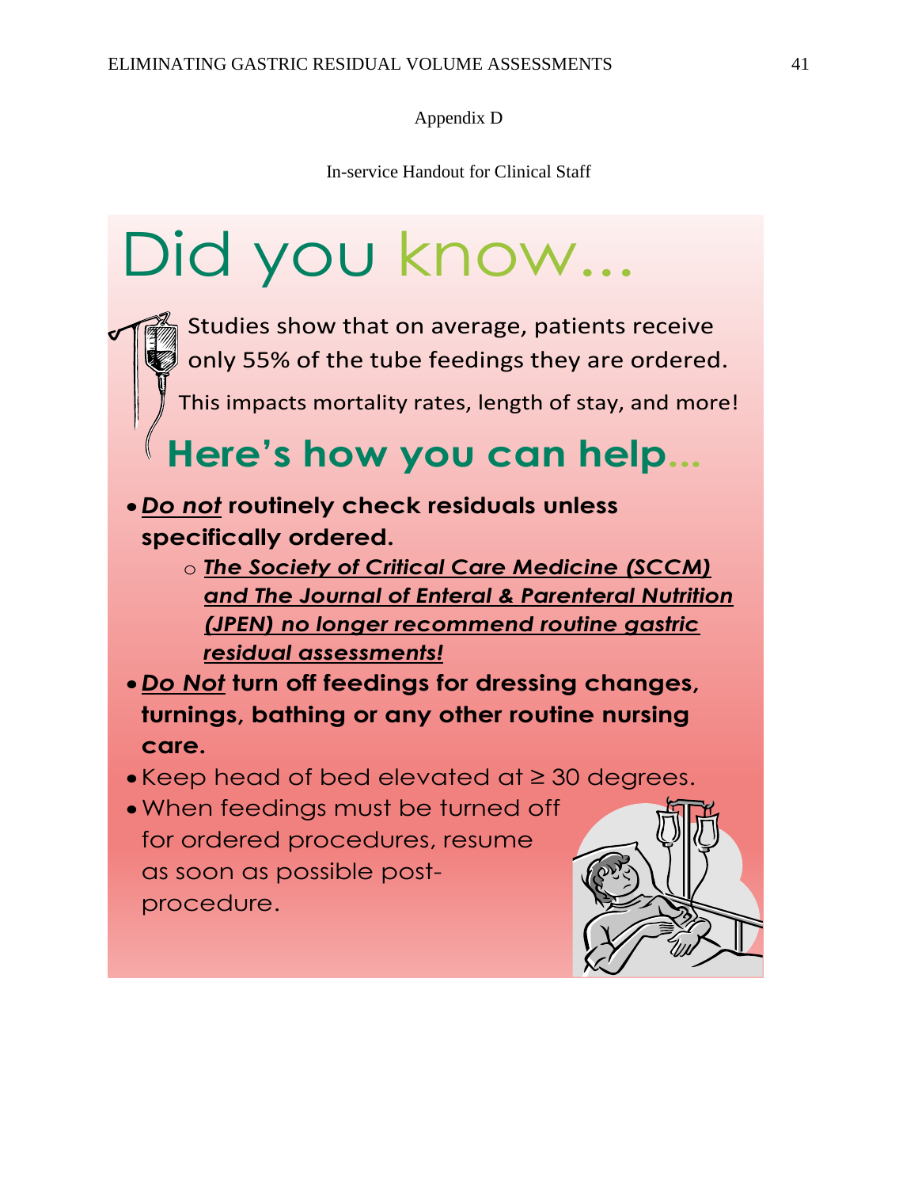Appendix D

In-service Handout for Clinical Staff

# Did you know...

Studies show that on average, patients receive only 55% of the tube feedings they are ordered.

This impacts mortality rates, length of stay, and more!

## Here's how you can help...

- ***Do not*** **routinely check residuals unless specifically ordered.**
  - ***The Society of Critical Care Medicine (SCCM) and The Journal of Enteral & Parenteral Nutrition (JPEN) no longer recommend routine gastric residual assessments!***
- ***Do Not*** **turn off feedings for dressing changes, turnings, bathing or any other routine nursing care.**
- Keep head of bed elevated at ≥ 30 degrees.
- When feedings must be turned off for ordered procedures, resume as soon as possible post-procedure.